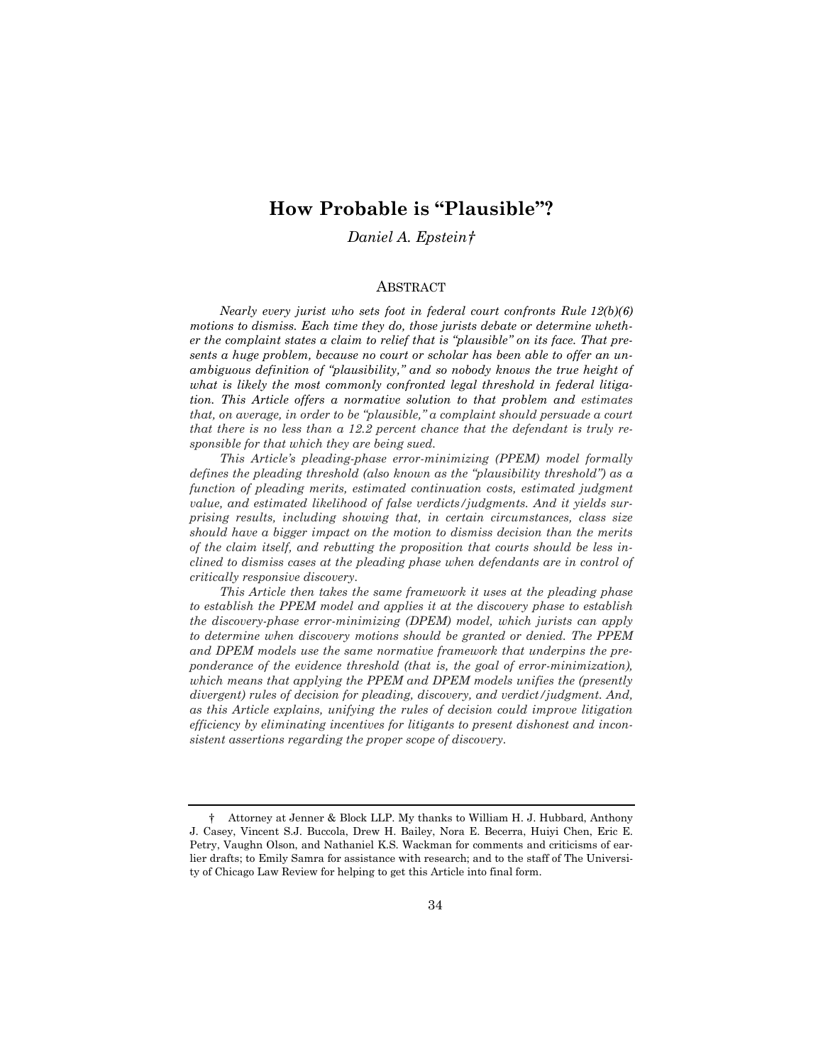# How Probable is "Plausible"?

*Daniel A. Epstein†*

## ABSTRACT

*Nearly every jurist who sets foot in federal court confronts Rule 12(b)(6) motions to dismiss. Each time they do, those jurists debate or determine whether the complaint states a claim to relief that is "plausible" on its face. That presents a huge problem, because no court or scholar has been able to offer an unambiguous definition of "plausibility," and so nobody knows the true height of what is likely the most commonly confronted legal threshold in federal litigation. This Article offers a normative solution to that problem and estimates that, on average, in order to be "plausible," a complaint should persuade a court that there is no less than a 12.2 percent chance that the defendant is truly responsible for that which they are being sued.*

*This Article's pleading-phase error-minimizing (PPEM) model formally defines the pleading threshold (also known as the "plausibility threshold") as a function of pleading merits, estimated continuation costs, estimated judgment value, and estimated likelihood of false verdicts/judgments. And it yields surprising results, including showing that, in certain circumstances, class size should have a bigger impact on the motion to dismiss decision than the merits of the claim itself, and rebutting the proposition that courts should be less inclined to dismiss cases at the pleading phase when defendants are in control of critically responsive discovery.*

*This Article then takes the same framework it uses at the pleading phase to establish the PPEM model and applies it at the discovery phase to establish the discovery-phase error-minimizing (DPEM) model, which jurists can apply to determine when discovery motions should be granted or denied. The PPEM and DPEM models use the same normative framework that underpins the preponderance of the evidence threshold (that is, the goal of error-minimization), which means that applying the PPEM and DPEM models unifies the (presently divergent) rules of decision for pleading, discovery, and verdict/judgment. And, as this Article explains, unifying the rules of decision could improve litigation efficiency by eliminating incentives for litigants to present dishonest and inconsistent assertions regarding the proper scope of discovery.*

---

† Attorney at Jenner & Block LLP. My thanks to William H. J. Hubbard, Anthony J. Casey, Vincent S.J. Buccola, Drew H. Bailey, Nora E. Becerra, Huiyi Chen, Eric E. Petry, Vaughn Olson, and Nathaniel K.S. Wackman for comments and criticisms of earlier drafts; to Emily Samra for assistance with research; and to the staff of The University of Chicago Law Review for helping to get this Article into final form.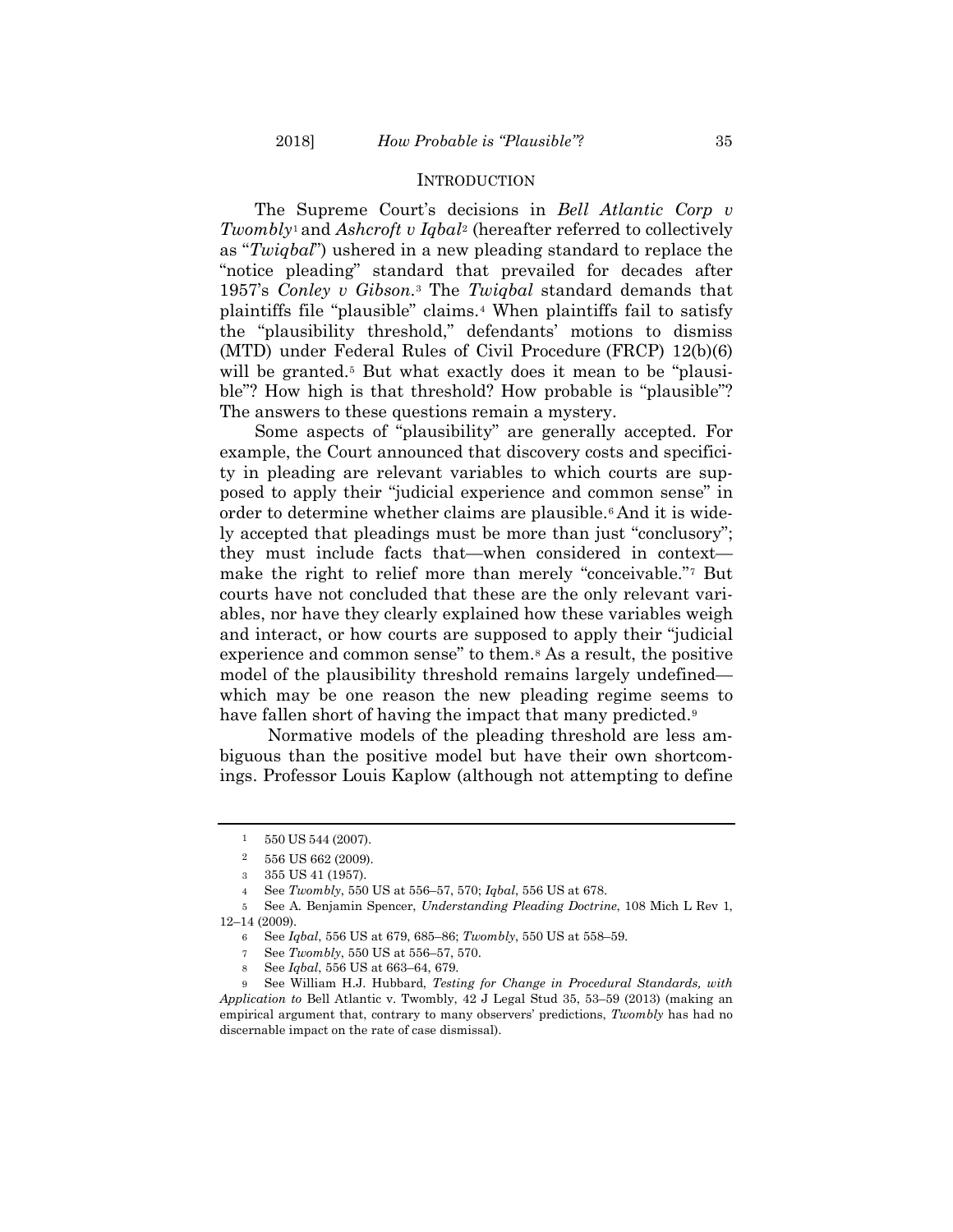## INTRODUCTION

The Supreme Court's decisions in *Bell Atlantic Corp v Twombly*[1] and *Ashcroft v Iqbal*[2] (hereafter referred to collectively as "*Twiqbal*") ushered in a new pleading standard to replace the "notice pleading" standard that prevailed for decades after 1957's *Conley v Gibson*.[3] The *Twiqbal* standard demands that plaintiffs file "plausible" claims.[4] When plaintiffs fail to satisfy the "plausibility threshold," defendants' motions to dismiss (MTD) under Federal Rules of Civil Procedure (FRCP) 12(b)(6) will be granted.[5] But what exactly does it mean to be "plausible"? How high is that threshold? How probable is "plausible"? The answers to these questions remain a mystery.

Some aspects of "plausibility" are generally accepted. For example, the Court announced that discovery costs and specificity in pleading are relevant variables to which courts are supposed to apply their "judicial experience and common sense" in order to determine whether claims are plausible.[6] And it is widely accepted that pleadings must be more than just "conclusory"; they must include facts that—when considered in context—make the right to relief more than merely "conceivable."[7] But courts have not concluded that these are the only relevant variables, nor have they clearly explained how these variables weigh and interact, or how courts are supposed to apply their "judicial experience and common sense" to them.[8] As a result, the positive model of the plausibility threshold remains largely undefined—which may be one reason the new pleading regime seems to have fallen short of having the impact that many predicted.[9]

Normative models of the pleading threshold are less ambiguous than the positive model but have their own shortcomings. Professor Louis Kaplow (although not attempting to define

---

1 550 US 544 (2007).

2 556 US 662 (2009).

3 355 US 41 (1957).

4 See *Twombly*, 550 US at 556–57, 570; *Iqbal*, 556 US at 678.

5 See A. Benjamin Spencer, *Understanding Pleading Doctrine*, 108 Mich L Rev 1, 12–14 (2009).

6 See *Iqbal*, 556 US at 679, 685–86; *Twombly*, 550 US at 558–59.

7 See *Twombly*, 550 US at 556–57, 570.

8 See *Iqbal*, 556 US at 663–64, 679.

9 See William H.J. Hubbard, *Testing for Change in Procedural Standards, with Application to* Bell Atlantic v. Twombly, 42 J Legal Stud 35, 53–59 (2013) (making an empirical argument that, contrary to many observers' predictions, *Twombly* has had no discernable impact on the rate of case dismissal).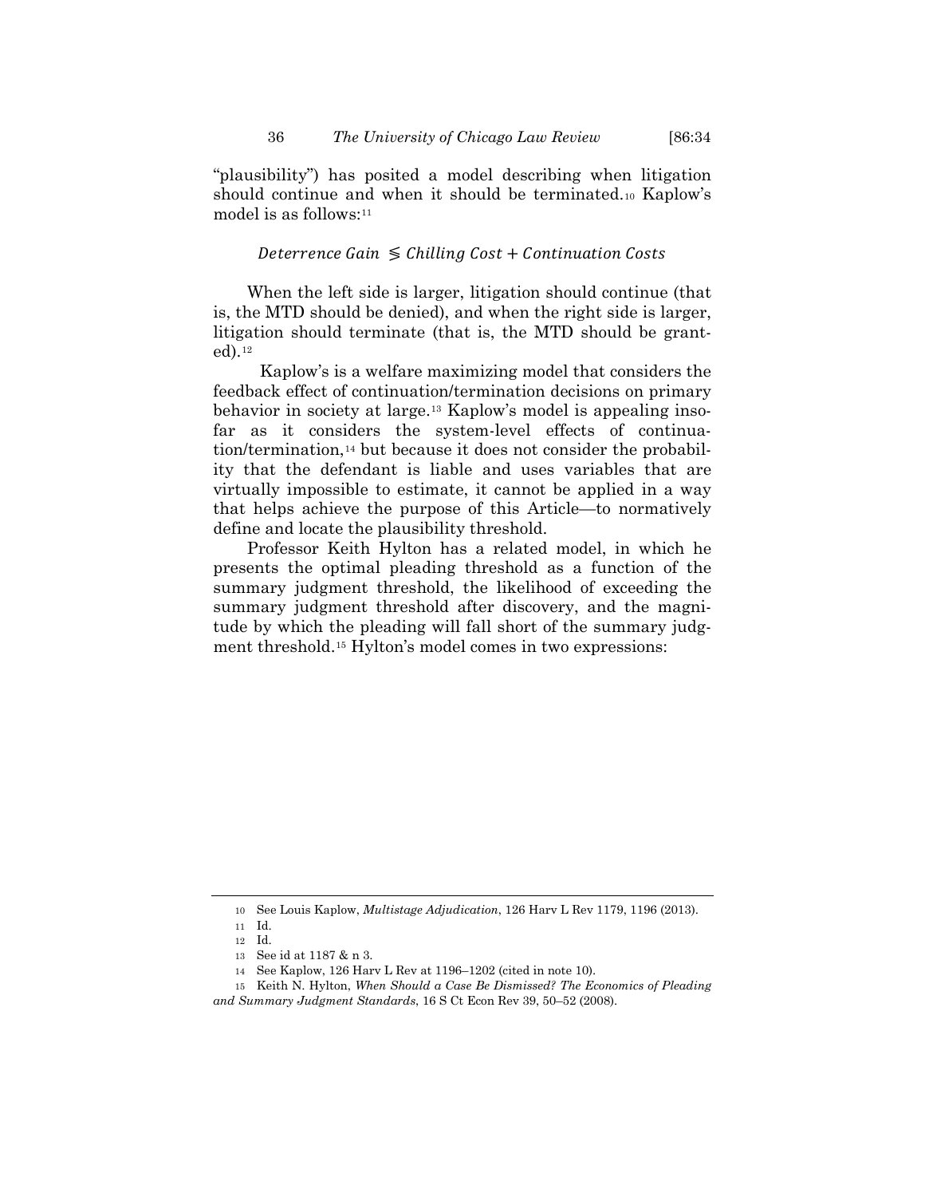"plausibility") has posited a model describing when litigation should continue and when it should be terminated.[10] Kaplow's model is as follows:[11]

$$Deterrence\ Gain \lesseqgtr Chilling\ Cost + Continuation\ Costs$$

When the left side is larger, litigation should continue (that is, the MTD should be denied), and when the right side is larger, litigation should terminate (that is, the MTD should be granted).[12]

Kaplow's is a welfare maximizing model that considers the feedback effect of continuation/termination decisions on primary behavior in society at large.[13] Kaplow's model is appealing insofar as it considers the system-level effects of continuation/termination,[14] but because it does not consider the probability that the defendant is liable and uses variables that are virtually impossible to estimate, it cannot be applied in a way that helps achieve the purpose of this Article—to normatively define and locate the plausibility threshold.

Professor Keith Hylton has a related model, in which he presents the optimal pleading threshold as a function of the summary judgment threshold, the likelihood of exceeding the summary judgment threshold after discovery, and the magnitude by which the pleading will fall short of the summary judgment threshold.[15] Hylton's model comes in two expressions:

---

[10] See Louis Kaplow, *Multistage Adjudication*, 126 Harv L Rev 1179, 1196 (2013).

[11] Id.

[12] Id.

[13] See id at 1187 & n 3.

[14] See Kaplow, 126 Harv L Rev at 1196–1202 (cited in note 10).

[15] Keith N. Hylton, *When Should a Case Be Dismissed? The Economics of Pleading and Summary Judgment Standards*, 16 S Ct Econ Rev 39, 50–52 (2008).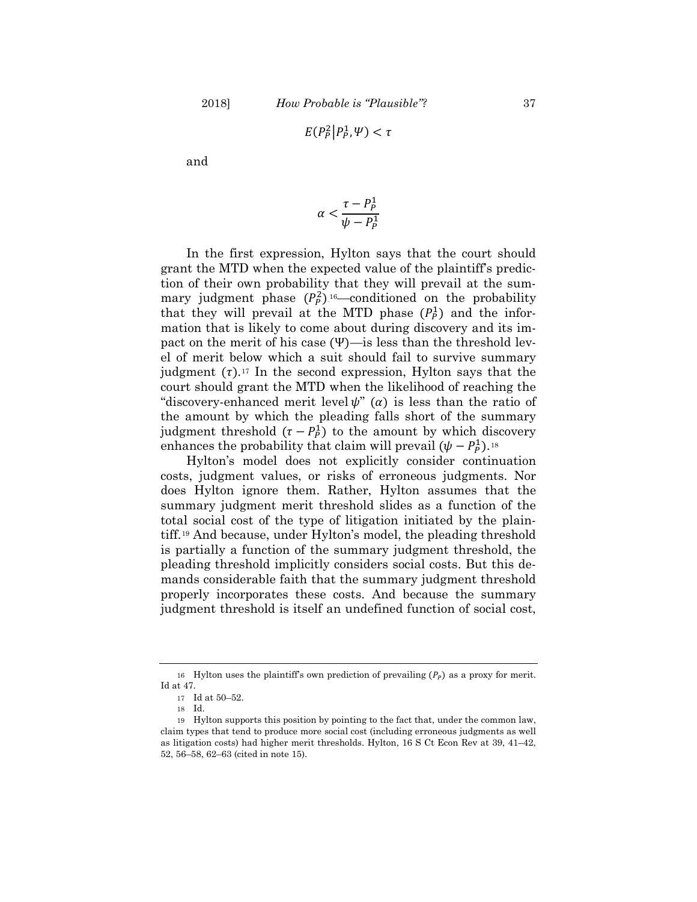$$E(P_P^2 | P_P^1, \Psi) < \tau$$

and

$$\alpha < \frac{\tau - P_P^1}{\psi - P_P^1}$$

In the first expression, Hylton says that the court should grant the MTD when the expected value of the plaintiff's prediction of their own probability that they will prevail at the summary judgment phase ($P_P^2$)[16]—conditioned on the probability that they will prevail at the MTD phase ($P_P^1$) and the information that is likely to come about during discovery and its impact on the merit of his case ($\Psi$)—is less than the threshold level of merit below which a suit should fail to survive summary judgment ($\tau$).[17] In the second expression, Hylton says that the court should grant the MTD when the likelihood of reaching the "discovery-enhanced merit level $\psi$" ($\alpha$) is less than the ratio of the amount by which the pleading falls short of the summary judgment threshold ($\tau - P_P^1$) to the amount by which discovery enhances the probability that claim will prevail ($\psi - P_P^1$).[18]

Hylton's model does not explicitly consider continuation costs, judgment values, or risks of erroneous judgments. Nor does Hylton ignore them. Rather, Hylton assumes that the summary judgment merit threshold slides as a function of the total social cost of the type of litigation initiated by the plaintiff.[19] And because, under Hylton's model, the pleading threshold is partially a function of the summary judgment threshold, the pleading threshold implicitly considers social costs. But this demands considerable faith that the summary judgment threshold properly incorporates these costs. And because the summary judgment threshold is itself an undefined function of social cost,

---

16 Hylton uses the plaintiff's own prediction of prevailing ($P_P$) as a proxy for merit. Id at 47.

17 Id at 50–52.

18 Id.

19 Hylton supports this position by pointing to the fact that, under the common law, claim types that tend to produce more social cost (including erroneous judgments as well as litigation costs) had higher merit thresholds. Hylton, 16 S Ct Econ Rev at 39, 41–42, 52, 56–58, 62–63 (cited in note 15).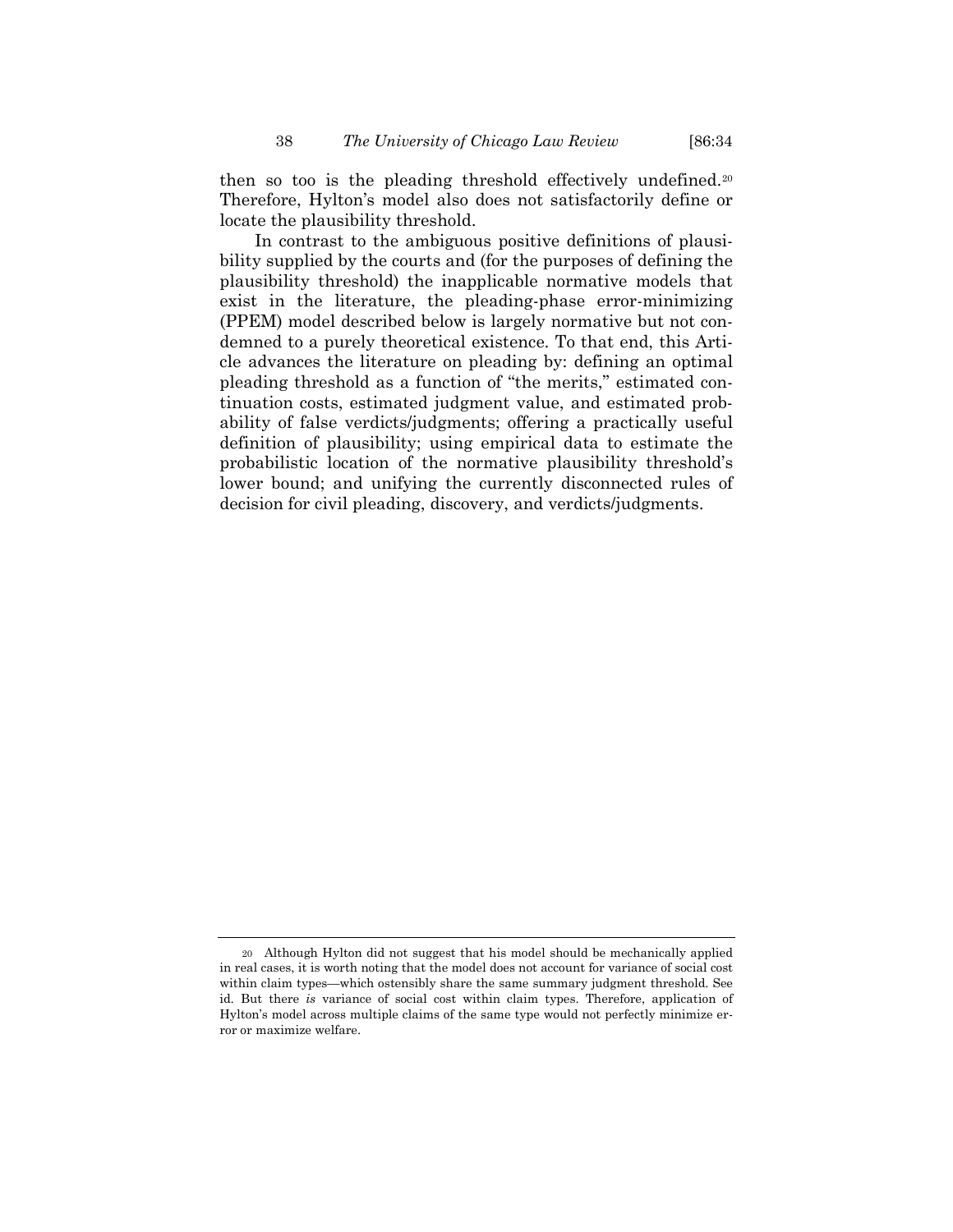then so too is the pleading threshold effectively undefined.[20] Therefore, Hylton's model also does not satisfactorily define or locate the plausibility threshold.

In contrast to the ambiguous positive definitions of plausibility supplied by the courts and (for the purposes of defining the plausibility threshold) the inapplicable normative models that exist in the literature, the pleading-phase error-minimizing (PPEM) model described below is largely normative but not condemned to a purely theoretical existence. To that end, this Article advances the literature on pleading by: defining an optimal pleading threshold as a function of "the merits," estimated continuation costs, estimated judgment value, and estimated probability of false verdicts/judgments; offering a practically useful definition of plausibility; using empirical data to estimate the probabilistic location of the normative plausibility threshold's lower bound; and unifying the currently disconnected rules of decision for civil pleading, discovery, and verdicts/judgments.

---

[20] Although Hylton did not suggest that his model should be mechanically applied in real cases, it is worth noting that the model does not account for variance of social cost within claim types—which ostensibly share the same summary judgment threshold. See id. But there *is* variance of social cost within claim types. Therefore, application of Hylton's model across multiple claims of the same type would not perfectly minimize error or maximize welfare.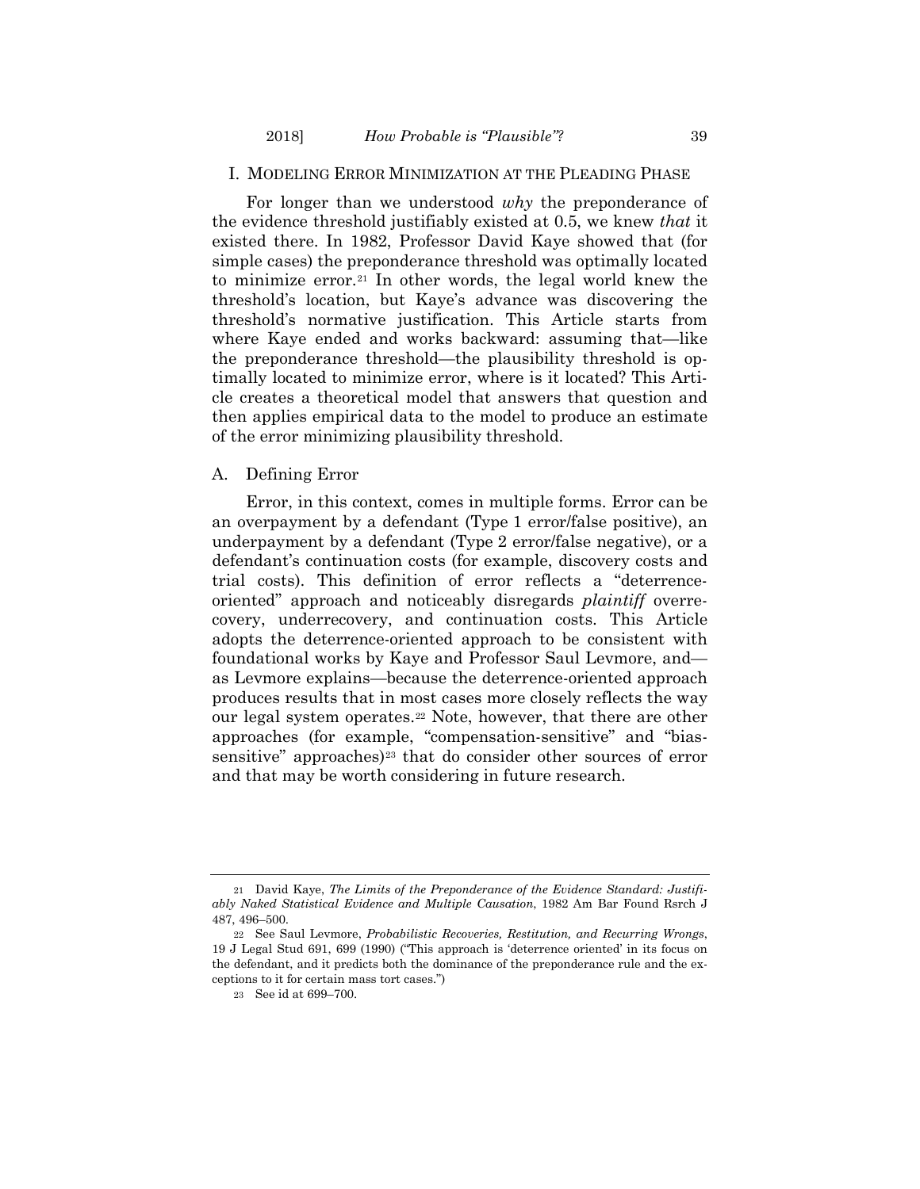## I. MODELING ERROR MINIMIZATION AT THE PLEADING PHASE

For longer than we understood *why* the preponderance of the evidence threshold justifiably existed at 0.5, we knew *that* it existed there. In 1982, Professor David Kaye showed that (for simple cases) the preponderance threshold was optimally located to minimize error.[21] In other words, the legal world knew the threshold's location, but Kaye's advance was discovering the threshold's normative justification. This Article starts from where Kaye ended and works backward: assuming that—like the preponderance threshold—the plausibility threshold is optimally located to minimize error, where is it located? This Article creates a theoretical model that answers that question and then applies empirical data to the model to produce an estimate of the error minimizing plausibility threshold.

### A. Defining Error

Error, in this context, comes in multiple forms. Error can be an overpayment by a defendant (Type 1 error/false positive), an underpayment by a defendant (Type 2 error/false negative), or a defendant's continuation costs (for example, discovery costs and trial costs). This definition of error reflects a "deterrence-oriented" approach and noticeably disregards *plaintiff* overrecovery, underrecovery, and continuation costs. This Article adopts the deterrence-oriented approach to be consistent with foundational works by Kaye and Professor Saul Levmore, and—as Levmore explains—because the deterrence-oriented approach produces results that in most cases more closely reflects the way our legal system operates.[22] Note, however, that there are other approaches (for example, "compensation-sensitive" and "bias-sensitive" approaches)[23] that do consider other sources of error and that may be worth considering in future research.

---

[21] David Kaye, *The Limits of the Preponderance of the Evidence Standard: Justifiably Naked Statistical Evidence and Multiple Causation*, 1982 Am Bar Found Rsrch J 487, 496–500.

[22] See Saul Levmore, *Probabilistic Recoveries, Restitution, and Recurring Wrongs*, 19 J Legal Stud 691, 699 (1990) ("This approach is 'deterrence oriented' in its focus on the defendant, and it predicts both the dominance of the preponderance rule and the exceptions to it for certain mass tort cases.")

[23] See id at 699–700.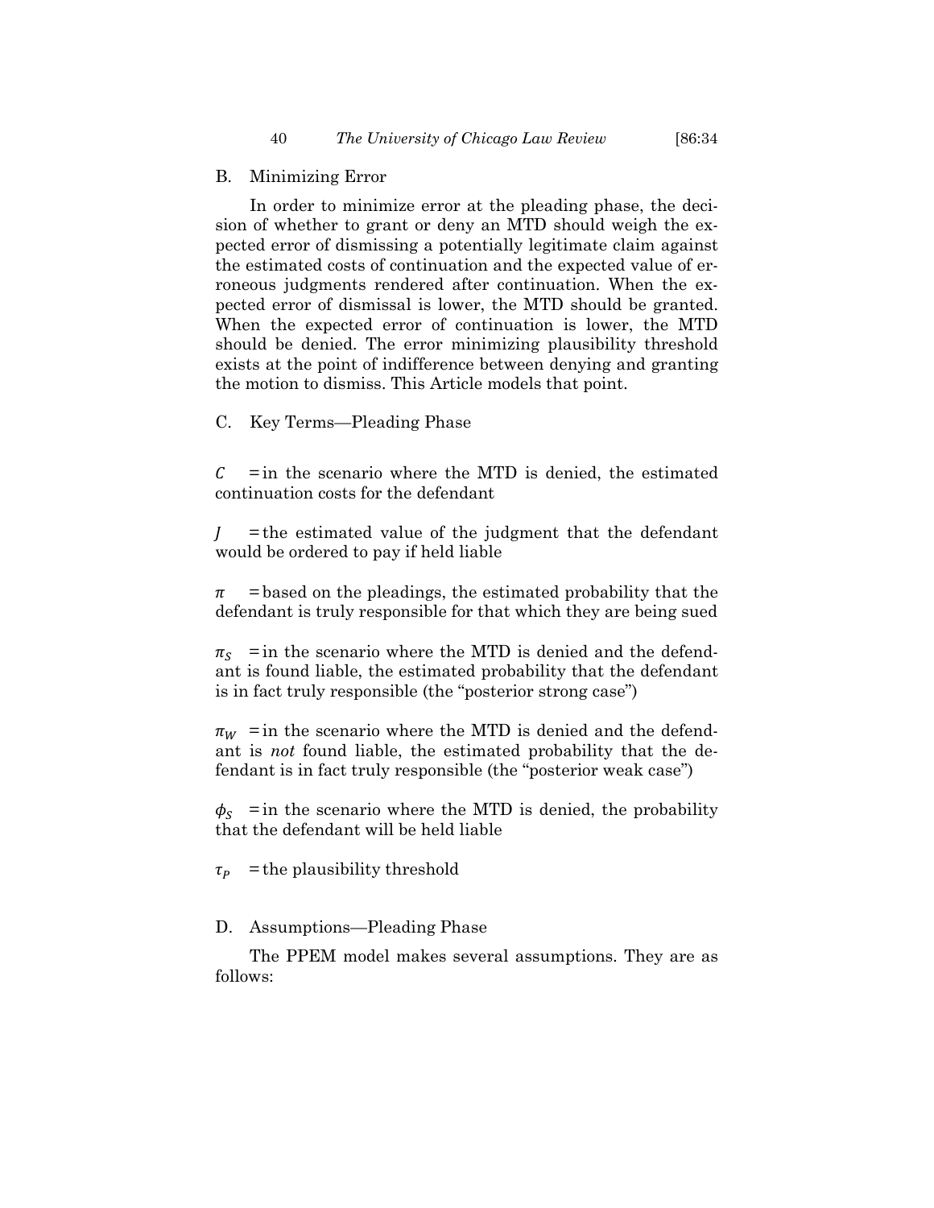### B. Minimizing Error

In order to minimize error at the pleading phase, the decision of whether to grant or deny an MTD should weigh the expected error of dismissing a potentially legitimate claim against the estimated costs of continuation and the expected value of erroneous judgments rendered after continuation. When the expected error of dismissal is lower, the MTD should be granted. When the expected error of continuation is lower, the MTD should be denied. The error minimizing plausibility threshold exists at the point of indifference between denying and granting the motion to dismiss. This Article models that point.

### C. Key Terms—Pleading Phase

$C$ = in the scenario where the MTD is denied, the estimated continuation costs for the defendant

$J$ = the estimated value of the judgment that the defendant would be ordered to pay if held liable

$\pi$ = based on the pleadings, the estimated probability that the defendant is truly responsible for that which they are being sued

$\pi_S$ = in the scenario where the MTD is denied and the defendant is found liable, the estimated probability that the defendant is in fact truly responsible (the "posterior strong case")

$\pi_W$ = in the scenario where the MTD is denied and the defendant is *not* found liable, the estimated probability that the defendant is in fact truly responsible (the "posterior weak case")

$\phi_S$ = in the scenario where the MTD is denied, the probability that the defendant will be held liable

$\tau_P$ = the plausibility threshold

### D. Assumptions—Pleading Phase

The PPEM model makes several assumptions. They are as follows: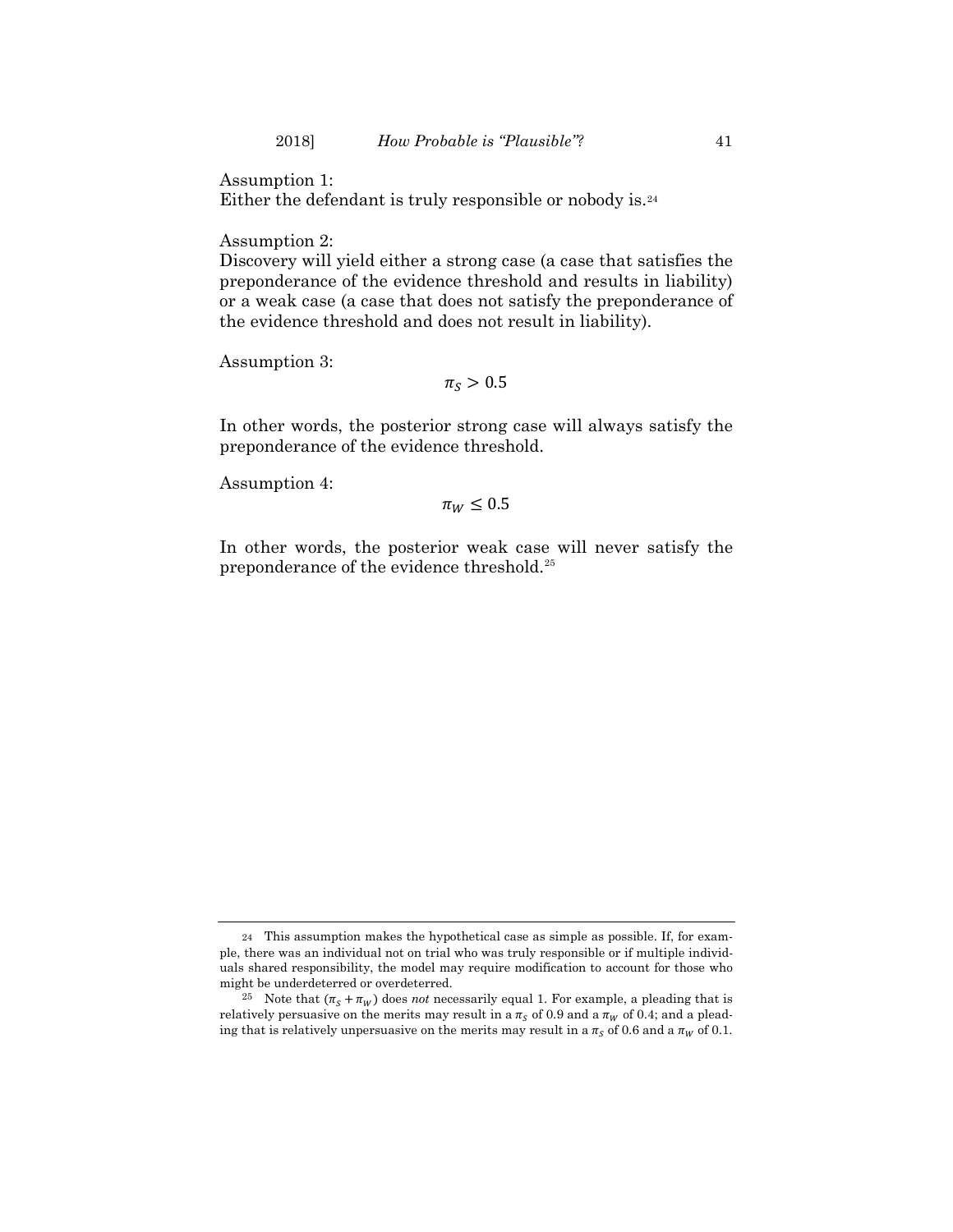Assumption 1:
Either the defendant is truly responsible or nobody is.[24]

Assumption 2:
Discovery will yield either a strong case (a case that satisfies the preponderance of the evidence threshold and results in liability) or a weak case (a case that does not satisfy the preponderance of the evidence threshold and does not result in liability).

Assumption 3:

$$\pi_S > 0.5$$

In other words, the posterior strong case will always satisfy the preponderance of the evidence threshold.

Assumption 4:

$$\pi_W \leq 0.5$$

In other words, the posterior weak case will never satisfy the preponderance of the evidence threshold.[25]

---

[24] This assumption makes the hypothetical case as simple as possible. If, for example, there was an individual not on trial who was truly responsible or if multiple individuals shared responsibility, the model may require modification to account for those who might be underdeterred or overdeterred.

[25] Note that $(\pi_S + \pi_W)$ does *not* necessarily equal 1. For example, a pleading that is relatively persuasive on the merits may result in a $\pi_S$ of 0.9 and a $\pi_W$ of 0.4; and a pleading that is relatively unpersuasive on the merits may result in a $\pi_S$ of 0.6 and a $\pi_W$ of 0.1.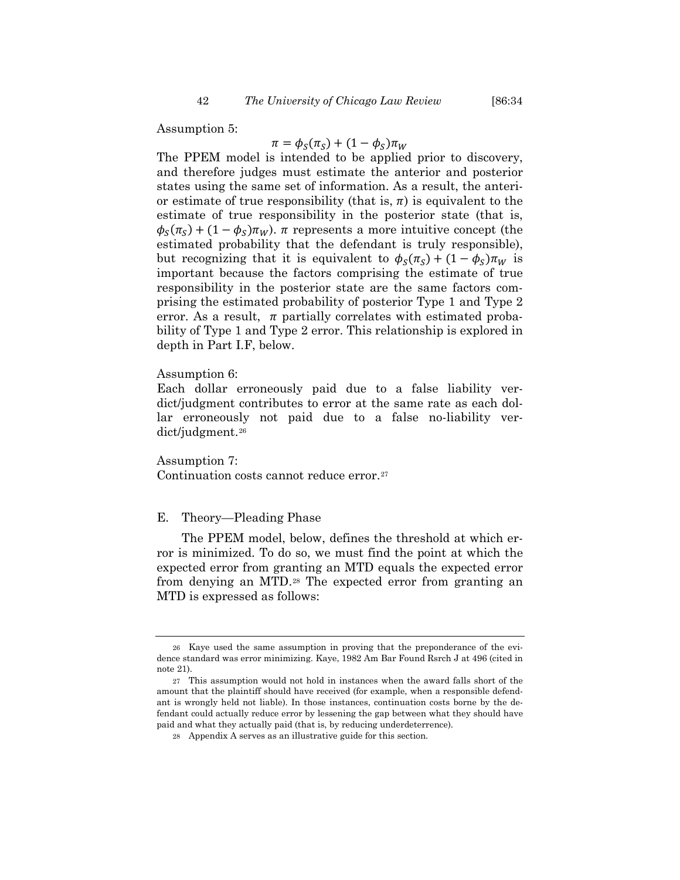Assumption 5:

$$\pi = \phi_S(\pi_S) + (1 - \phi_S)\pi_W$$

The PPEM model is intended to be applied prior to discovery, and therefore judges must estimate the anterior and posterior states using the same set of information. As a result, the anterior estimate of true responsibility (that is, $\pi$) is equivalent to the estimate of true responsibility in the posterior state (that is, $\phi_S(\pi_S) + (1 - \phi_S)\pi_W$). $\pi$ represents a more intuitive concept (the estimated probability that the defendant is truly responsible), but recognizing that it is equivalent to $\phi_S(\pi_S) + (1 - \phi_S)\pi_W$ is important because the factors comprising the estimate of true responsibility in the posterior state are the same factors comprising the estimated probability of posterior Type 1 and Type 2 error. As a result, $\pi$ partially correlates with estimated probability of Type 1 and Type 2 error. This relationship is explored in depth in Part I.F, below.

Assumption 6:

Each dollar erroneously paid due to a false liability verdict/judgment contributes to error at the same rate as each dollar erroneously not paid due to a false no-liability verdict/judgment.[26]

Assumption 7:

Continuation costs cannot reduce error.[27]

## E. Theory—Pleading Phase

The PPEM model, below, defines the threshold at which error is minimized. To do so, we must find the point at which the expected error from granting an MTD equals the expected error from denying an MTD.[28] The expected error from granting an MTD is expressed as follows:

---

[26] Kaye used the same assumption in proving that the preponderance of the evidence standard was error minimizing. Kaye, 1982 Am Bar Found Rsrch J at 496 (cited in note 21).

[27] This assumption would not hold in instances when the award falls short of the amount that the plaintiff should have received (for example, when a responsible defendant is wrongly held not liable). In those instances, continuation costs borne by the defendant could actually reduce error by lessening the gap between what they should have paid and what they actually paid (that is, by reducing underdeterrence).

[28] Appendix A serves as an illustrative guide for this section.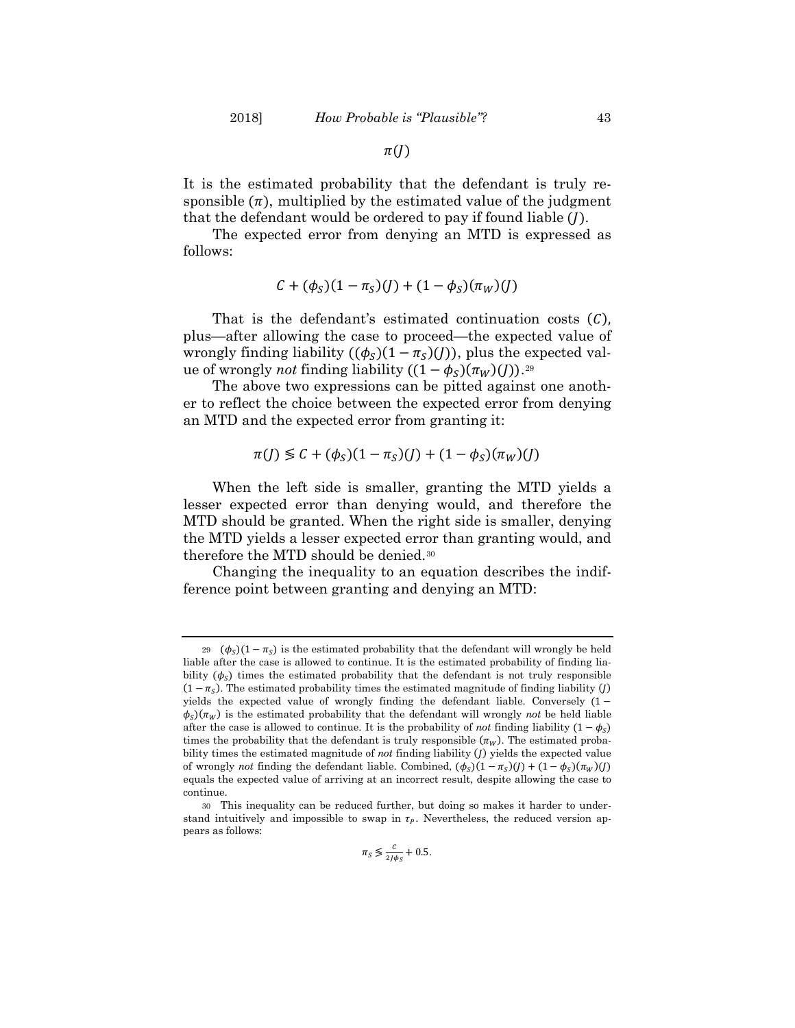$$\pi(J)$$

It is the estimated probability that the defendant is truly responsible ($\pi$), multiplied by the estimated value of the judgment that the defendant would be ordered to pay if found liable ($J$).

The expected error from denying an MTD is expressed as follows:

$$C + (\phi_S)(1 - \pi_S)(J) + (1 - \phi_S)(\pi_W)(J)$$

That is the defendant's estimated continuation costs ($C$), plus—after allowing the case to proceed—the expected value of wrongly finding liability ($(\phi_S)(1 - \pi_S)(J)$), plus the expected value of wrongly *not* finding liability ($(1 - \phi_S)(\pi_W)(J)$).[29]

The above two expressions can be pitted against one another to reflect the choice between the expected error from denying an MTD and the expected error from granting it:

$$\pi(J) \lessgtr C + (\phi_S)(1 - \pi_S)(J) + (1 - \phi_S)(\pi_W)(J)$$

When the left side is smaller, granting the MTD yields a lesser expected error than denying would, and therefore the MTD should be granted. When the right side is smaller, denying the MTD yields a lesser expected error than granting would, and therefore the MTD should be denied.[30]

Changing the inequality to an equation describes the indifference point between granting and denying an MTD:

---

[29] $(\phi_S)(1 - \pi_S)$ is the estimated probability that the defendant will wrongly be held liable after the case is allowed to continue. It is the estimated probability of finding liability ($\phi_S$) times the estimated probability that the defendant is not truly responsible $(1 - \pi_S)$. The estimated probability times the estimated magnitude of finding liability ($J$) yields the expected value of wrongly finding the defendant liable. Conversely $(1 - \phi_S)(\pi_W)$ is the estimated probability that the defendant will wrongly *not* be held liable after the case is allowed to continue. It is the probability of *not* finding liability $(1 - \phi_S)$ times the probability that the defendant is truly responsible ($\pi_W$). The estimated probability times the estimated magnitude of *not* finding liability ($J$) yields the expected value of wrongly *not* finding the defendant liable. Combined, $(\phi_S)(1 - \pi_S)(J) + (1 - \phi_S)(\pi_W)(J)$ equals the expected value of arriving at an incorrect result, despite allowing the case to continue.

[30] This inequality can be reduced further, but doing so makes it harder to understand intuitively and impossible to swap in $\tau_P$. Nevertheless, the reduced version appears as follows:

$$\pi_S \lessgtr \frac{C}{2J\phi_S} + 0.5.$$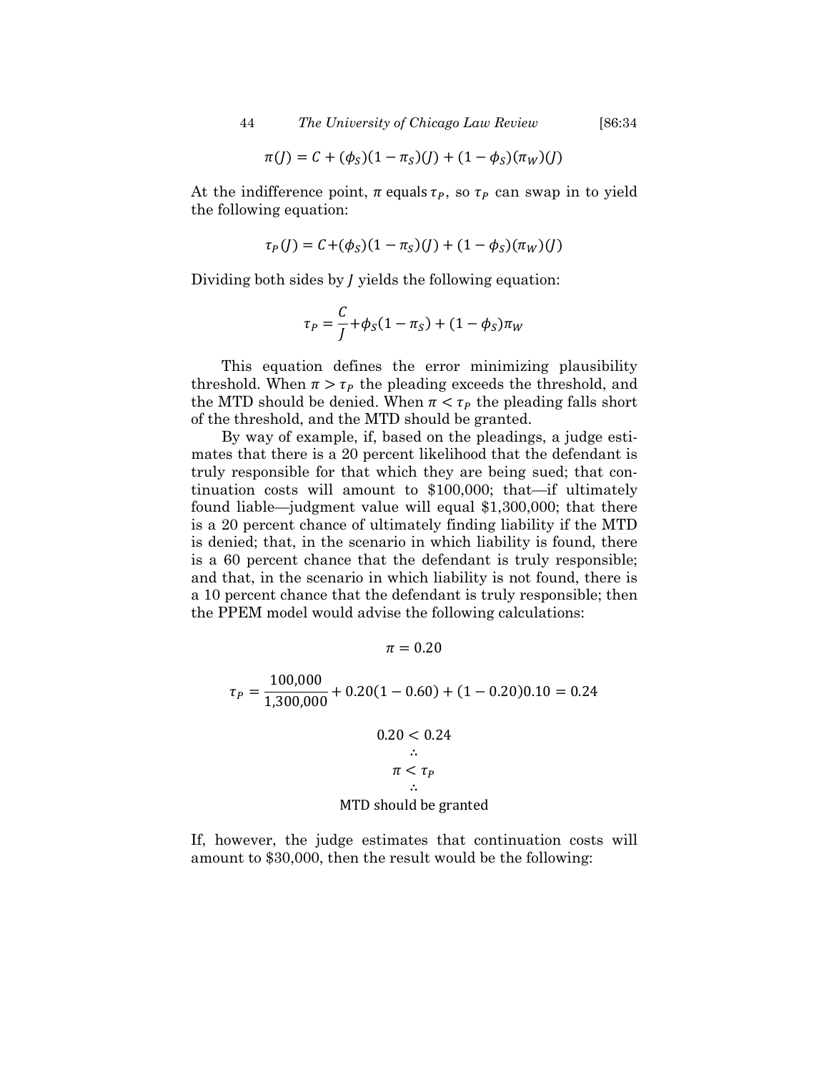$$\pi(J) = C + (\phi_S)(1 - \pi_S)(J) + (1 - \phi_S)(\pi_W)(J)$$

At the indifference point, $\pi$ equals $\tau_P$, so $\tau_P$ can swap in to yield the following equation:

$$\tau_P(J) = C + (\phi_S)(1 - \pi_S)(J) + (1 - \phi_S)(\pi_W)(J)$$

Dividing both sides by $J$ yields the following equation:

$$\tau_P = \frac{C}{J} + \phi_S(1 - \pi_S) + (1 - \phi_S)\pi_W$$

This equation defines the error minimizing plausibility threshold. When $\pi > \tau_P$ the pleading exceeds the threshold, and the MTD should be denied. When $\pi < \tau_P$ the pleading falls short of the threshold, and the MTD should be granted.

By way of example, if, based on the pleadings, a judge estimates that there is a 20 percent likelihood that the defendant is truly responsible for that which they are being sued; that continuation costs will amount to \$100,000; that—if ultimately found liable—judgment value will equal \$1,300,000; that there is a 20 percent chance of ultimately finding liability if the MTD is denied; that, in the scenario in which liability is found, there is a 60 percent chance that the defendant is truly responsible; and that, in the scenario in which liability is not found, there is a 10 percent chance that the defendant is truly responsible; then the PPEM model would advise the following calculations:

$$\pi = 0.20$$

$$\tau_P = \frac{100{,}000}{1{,}300{,}000} + 0.20(1 - 0.60) + (1 - 0.20)0.10 = 0.24$$

$$0.20 < 0.24$$

$$\therefore$$

$$\pi < \tau_P$$

$$\therefore$$

MTD should be granted

If, however, the judge estimates that continuation costs will amount to \$30,000, then the result would be the following: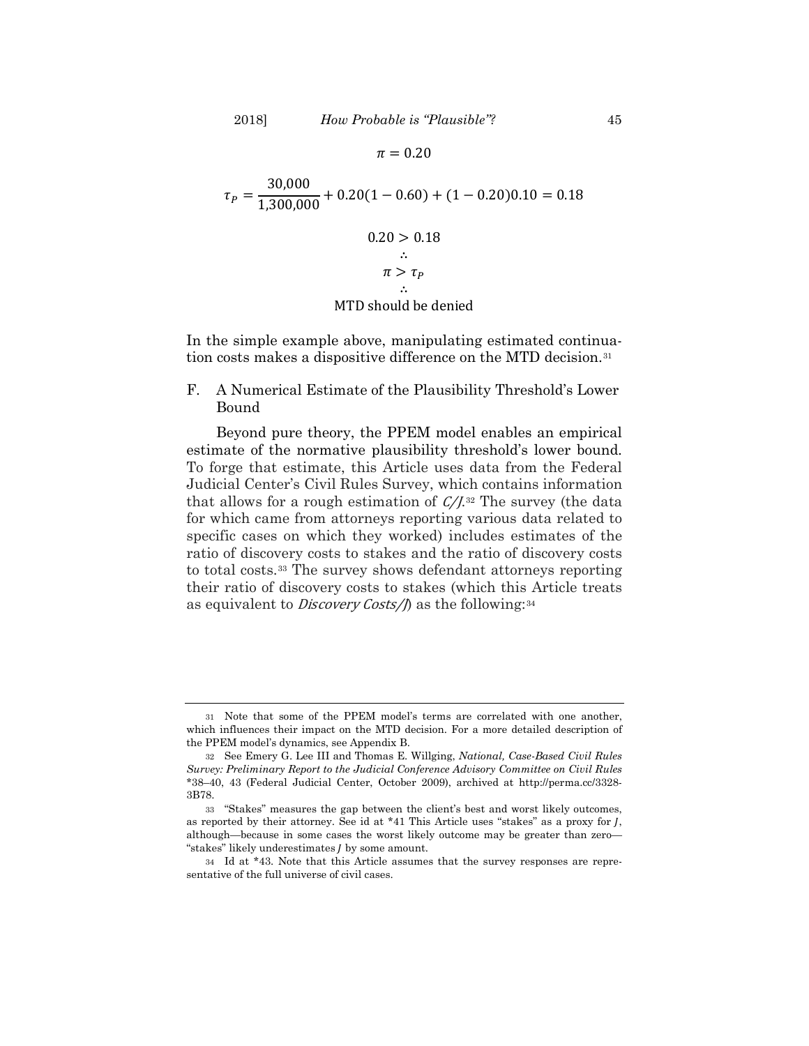$$\pi = 0.20$$

$$\tau_P = \frac{30{,}000}{1{,}300{,}000} + 0.20(1 - 0.60) + (1 - 0.20)0.10 = 0.18$$

$$0.20 > 0.18$$

$$\therefore$$

$$\pi > \tau_P$$

$$\therefore$$

$$\text{MTD should be denied}$$

In the simple example above, manipulating estimated continuation costs makes a dispositive difference on the MTD decision.[31]

## F. A Numerical Estimate of the Plausibility Threshold's Lower Bound

Beyond pure theory, the PPEM model enables an empirical estimate of the normative plausibility threshold's lower bound. To forge that estimate, this Article uses data from the Federal Judicial Center's Civil Rules Survey, which contains information that allows for a rough estimation of $C/J$.[32] The survey (the data for which came from attorneys reporting various data related to specific cases on which they worked) includes estimates of the ratio of discovery costs to stakes and the ratio of discovery costs to total costs.[33] The survey shows defendant attorneys reporting their ratio of discovery costs to stakes (which this Article treats as equivalent to $Discovery\ Costs/J$) as the following:[34]

---

31 Note that some of the PPEM model's terms are correlated with one another, which influences their impact on the MTD decision. For a more detailed description of the PPEM model's dynamics, see Appendix B.

32 See Emery G. Lee III and Thomas E. Willging, *National, Case-Based Civil Rules Survey: Preliminary Report to the Judicial Conference Advisory Committee on Civil Rules* \*38–40, 43 (Federal Judicial Center, October 2009), archived at http://perma.cc/3328-3B78.

33 "Stakes" measures the gap between the client's best and worst likely outcomes, as reported by their attorney. See id at \*41 This Article uses "stakes" as a proxy for $J$, although—because in some cases the worst likely outcome may be greater than zero—"stakes" likely underestimates $J$ by some amount.

34 Id at \*43. Note that this Article assumes that the survey responses are representative of the full universe of civil cases.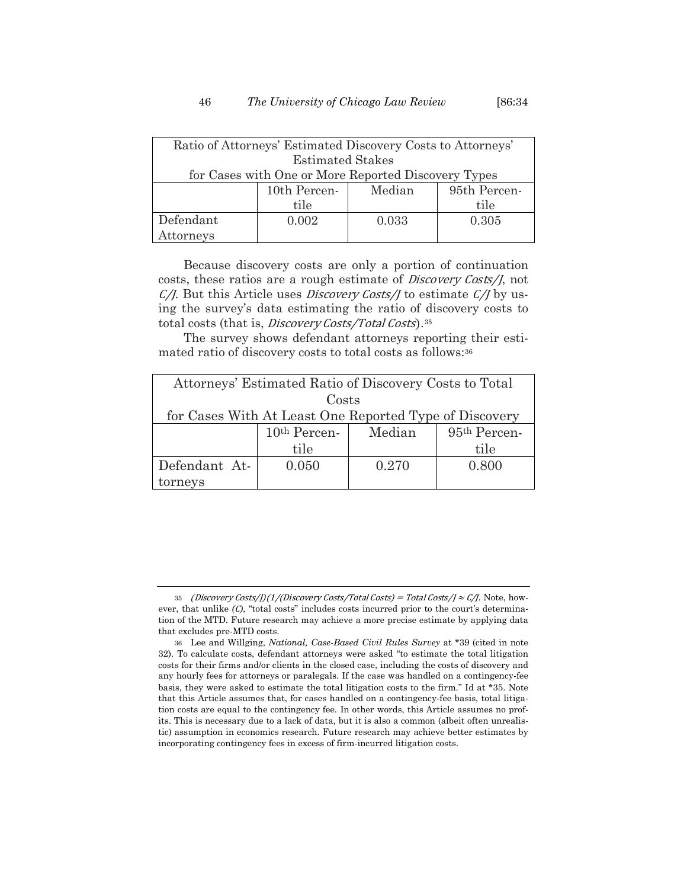| Ratio of Attorneys' Estimated Discovery Costs to Attorneys' Estimated Stakes for Cases with One or More Reported Discovery Types | | | |
|---|---|---|---|
| | 10th Percentile | Median | 95th Percentile |
| Defendant Attorneys | 0.002 | 0.033 | 0.305 |

Because discovery costs are only a portion of continuation costs, these ratios are a rough estimate of *Discovery Costs/J*, not *C/J*. But this Article uses *Discovery Costs/J* to estimate *C/J* by using the survey's data estimating the ratio of discovery costs to total costs (that is, *Discovery Costs/Total Costs*).[35]

The survey shows defendant attorneys reporting their estimated ratio of discovery costs to total costs as follows:[36]

| Attorneys' Estimated Ratio of Discovery Costs to Total Costs for Cases With At Least One Reported Type of Discovery | | | |
|---|---|---|---|
| | 10th Percentile | Median | 95th Percentile |
| Defendant Attorneys | 0.050 | 0.270 | 0.800 |

---

[35] *(Discovery Costs/J)(1/(Discovery Costs/Total Costs) = Total Costs/J* $\approx$ *C/J*. Note, however, that unlike *(C)*, "total costs" includes costs incurred prior to the court's determination of the MTD. Future research may achieve a more precise estimate by applying data that excludes pre-MTD costs.

[36] Lee and Willging, *National, Case-Based Civil Rules Survey* at *39 (cited in note 32). To calculate costs, defendant attorneys were asked "to estimate the total litigation costs for their firms and/or clients in the closed case, including the costs of discovery and any hourly fees for attorneys or paralegals. If the case was handled on a contingency-fee basis, they were asked to estimate the total litigation costs to the firm." Id at *35. Note that this Article assumes that, for cases handled on a contingency-fee basis, total litigation costs are equal to the contingency fee. In other words, this Article assumes no profits. This is necessary due to a lack of data, but it is also a common (albeit often unrealistic) assumption in economics research. Future research may achieve better estimates by incorporating contingency fees in excess of firm-incurred litigation costs.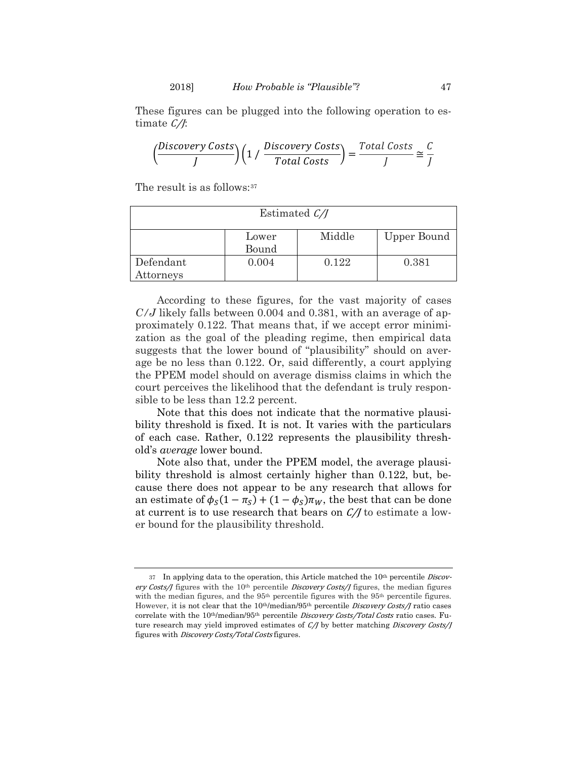These figures can be plugged into the following operation to estimate *C/J*:

$$\left(\frac{Discovery\ Costs}{J}\right)\left(1\ /\ \frac{Discovery\ Costs}{Total\ Costs}\right) = \frac{Total\ Costs}{J} \cong \frac{C}{J}$$

The result is as follows:[37]

| Estimated *C/J* | | | |
|---|---|---|---|
| | Lower Bound | Middle | Upper Bound |
| Defendant Attorneys | 0.004 | 0.122 | 0.381 |

According to these figures, for the vast majority of cases $C/J$ likely falls between 0.004 and 0.381, with an average of approximately 0.122. That means that, if we accept error minimization as the goal of the pleading regime, then empirical data suggests that the lower bound of "plausibility" should on average be no less than 0.122. Or, said differently, a court applying the PPEM model should on average dismiss claims in which the court perceives the likelihood that the defendant is truly responsible to be less than 12.2 percent.

Note that this does not indicate that the normative plausibility threshold is fixed. It is not. It varies with the particulars of each case. Rather, 0.122 represents the plausibility threshold's *average* lower bound.

Note also that, under the PPEM model, the average plausibility threshold is almost certainly higher than 0.122, but, because there does not appear to be any research that allows for an estimate of $\phi_S(1 - \pi_S) + (1 - \phi_S)\pi_W$, the best that can be done at current is to use research that bears on *C/J* to estimate a lower bound for the plausibility threshold.

---

37 In applying data to the operation, this Article matched the 10th percentile *Discovery Costs/J* figures with the 10th percentile *Discovery Costs/J* figures, the median figures with the median figures, and the 95th percentile figures with the 95th percentile figures. However, it is not clear that the 10th/median/95th percentile *Discovery Costs/J* ratio cases correlate with the 10th/median/95th percentile *Discovery Costs/Total Costs* ratio cases. Future research may yield improved estimates of *C/J* by better matching *Discovery Costs/J* figures with *Discovery Costs/Total Costs* figures.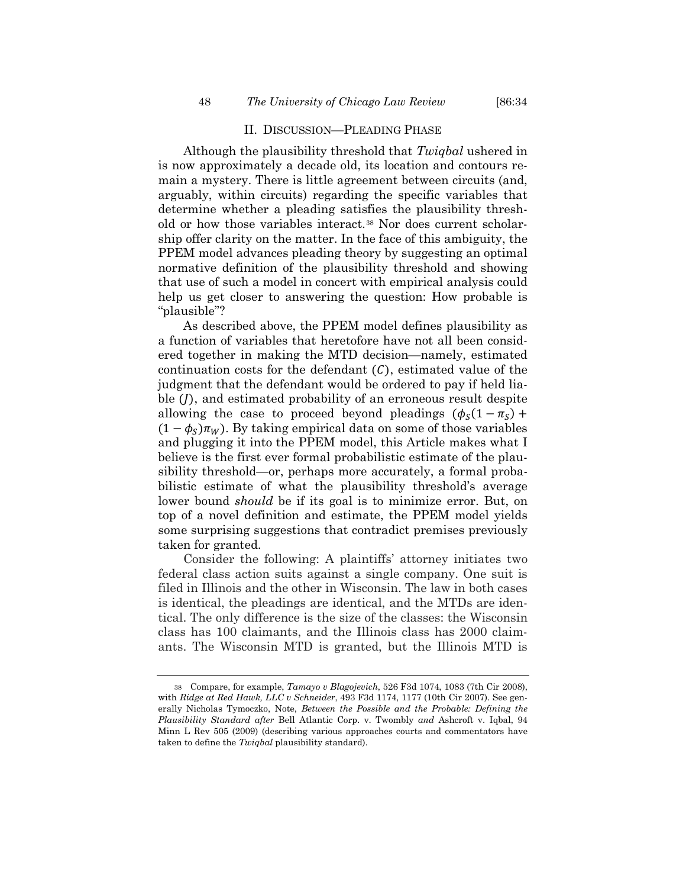## II. DISCUSSION—PLEADING PHASE

Although the plausibility threshold that *Twiqbal* ushered in is now approximately a decade old, its location and contours remain a mystery. There is little agreement between circuits (and, arguably, within circuits) regarding the specific variables that determine whether a pleading satisfies the plausibility threshold or how those variables interact.[38] Nor does current scholarship offer clarity on the matter. In the face of this ambiguity, the PPEM model advances pleading theory by suggesting an optimal normative definition of the plausibility threshold and showing that use of such a model in concert with empirical analysis could help us get closer to answering the question: How probable is "plausible"?

As described above, the PPEM model defines plausibility as a function of variables that heretofore have not all been considered together in making the MTD decision—namely, estimated continuation costs for the defendant ($C$), estimated value of the judgment that the defendant would be ordered to pay if held liable ($J$), and estimated probability of an erroneous result despite allowing the case to proceed beyond pleadings ($\phi_S(1 - \pi_S) + (1 - \phi_S)\pi_W$). By taking empirical data on some of those variables and plugging it into the PPEM model, this Article makes what I believe is the first ever formal probabilistic estimate of the plausibility threshold—or, perhaps more accurately, a formal probabilistic estimate of what the plausibility threshold's average lower bound *should* be if its goal is to minimize error. But, on top of a novel definition and estimate, the PPEM model yields some surprising suggestions that contradict premises previously taken for granted.

Consider the following: A plaintiffs' attorney initiates two federal class action suits against a single company. One suit is filed in Illinois and the other in Wisconsin. The law in both cases is identical, the pleadings are identical, and the MTDs are identical. The only difference is the size of the classes: the Wisconsin class has 100 claimants, and the Illinois class has 2000 claimants. The Wisconsin MTD is granted, but the Illinois MTD is

---

[38] Compare, for example, *Tamayo v Blagojevich*, 526 F3d 1074, 1083 (7th Cir 2008), with *Ridge at Red Hawk, LLC v Schneider*, 493 F3d 1174, 1177 (10th Cir 2007). See generally Nicholas Tymoczko, Note, *Between the Possible and the Probable: Defining the Plausibility Standard after* Bell Atlantic Corp. v. Twombly *and* Ashcroft v. Iqbal, 94 Minn L Rev 505 (2009) (describing various approaches courts and commentators have taken to define the *Twiqbal* plausibility standard).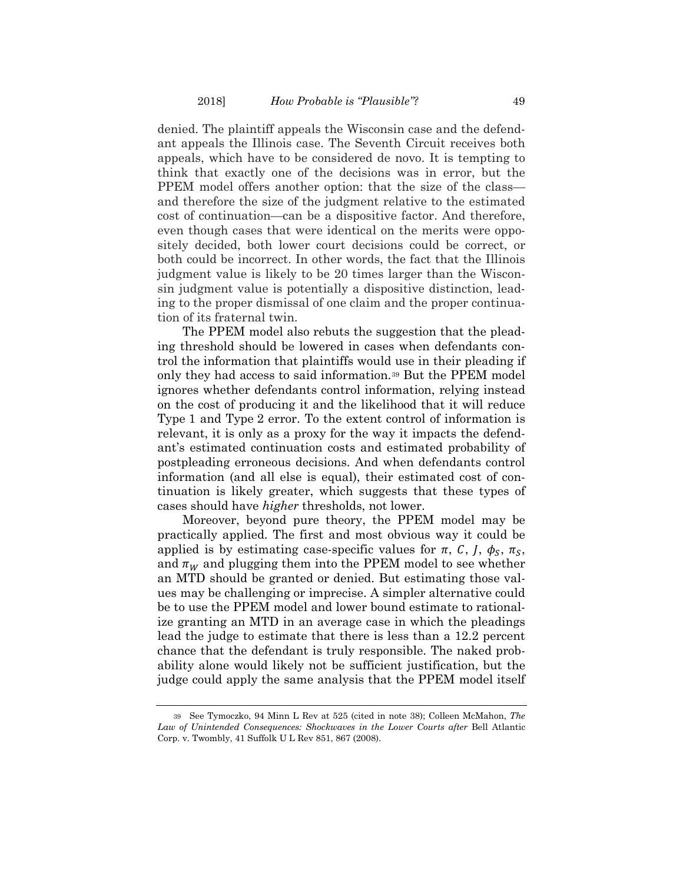denied. The plaintiff appeals the Wisconsin case and the defendant appeals the Illinois case. The Seventh Circuit receives both appeals, which have to be considered de novo. It is tempting to think that exactly one of the decisions was in error, but the PPEM model offers another option: that the size of the class—and therefore the size of the judgment relative to the estimated cost of continuation—can be a dispositive factor. And therefore, even though cases that were identical on the merits were oppositely decided, both lower court decisions could be correct, or both could be incorrect. In other words, the fact that the Illinois judgment value is likely to be 20 times larger than the Wisconsin judgment value is potentially a dispositive distinction, leading to the proper dismissal of one claim and the proper continuation of its fraternal twin.

The PPEM model also rebuts the suggestion that the pleading threshold should be lowered in cases when defendants control the information that plaintiffs would use in their pleading if only they had access to said information.[39] But the PPEM model ignores whether defendants control information, relying instead on the cost of producing it and the likelihood that it will reduce Type 1 and Type 2 error. To the extent control of information is relevant, it is only as a proxy for the way it impacts the defendant's estimated continuation costs and estimated probability of postpleading erroneous decisions. And when defendants control information (and all else is equal), their estimated cost of continuation is likely greater, which suggests that these types of cases should have *higher* thresholds, not lower.

Moreover, beyond pure theory, the PPEM model may be practically applied. The first and most obvious way it could be applied is by estimating case-specific values for $\pi$, $C$, $J$, $\phi_S$, $\pi_S$, and $\pi_W$ and plugging them into the PPEM model to see whether an MTD should be granted or denied. But estimating those values may be challenging or imprecise. A simpler alternative could be to use the PPEM model and lower bound estimate to rationalize granting an MTD in an average case in which the pleadings lead the judge to estimate that there is less than a 12.2 percent chance that the defendant is truly responsible. The naked probability alone would likely not be sufficient justification, but the judge could apply the same analysis that the PPEM model itself

---

39 See Tymoczko, 94 Minn L Rev at 525 (cited in note 38); Colleen McMahon, *The Law of Unintended Consequences: Shockwaves in the Lower Courts after* Bell Atlantic Corp. v. Twombly, 41 Suffolk U L Rev 851, 867 (2008).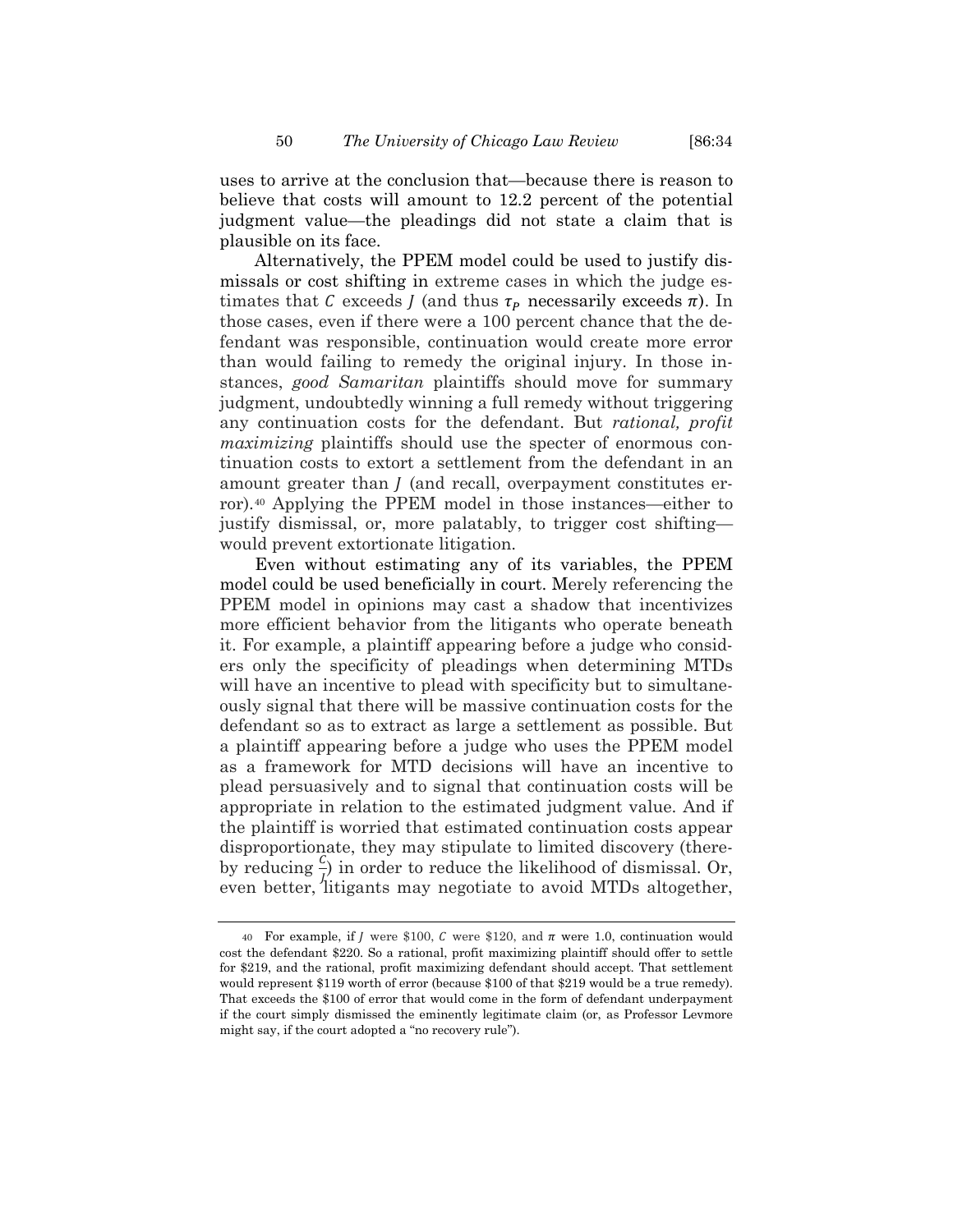uses to arrive at the conclusion that—because there is reason to believe that costs will amount to 12.2 percent of the potential judgment value—the pleadings did not state a claim that is plausible on its face.

Alternatively, the PPEM model could be used to justify dismissals or cost shifting in extreme cases in which the judge estimates that $C$ exceeds $J$ (and thus $\tau_P$ necessarily exceeds $\pi$). In those cases, even if there were a 100 percent chance that the defendant was responsible, continuation would create more error than would failing to remedy the original injury. In those instances, *good Samaritan* plaintiffs should move for summary judgment, undoubtedly winning a full remedy without triggering any continuation costs for the defendant. But *rational, profit maximizing* plaintiffs should use the specter of enormous continuation costs to extort a settlement from the defendant in an amount greater than $J$ (and recall, overpayment constitutes error).[40] Applying the PPEM model in those instances—either to justify dismissal, or, more palatably, to trigger cost shifting—would prevent extortionate litigation.

Even without estimating any of its variables, the PPEM model could be used beneficially in court. Merely referencing the PPEM model in opinions may cast a shadow that incentivizes more efficient behavior from the litigants who operate beneath it. For example, a plaintiff appearing before a judge who considers only the specificity of pleadings when determining MTDs will have an incentive to plead with specificity but to simultaneously signal that there will be massive continuation costs for the defendant so as to extract as large a settlement as possible. But a plaintiff appearing before a judge who uses the PPEM model as a framework for MTD decisions will have an incentive to plead persuasively and to signal that continuation costs will be appropriate in relation to the estimated judgment value. And if the plaintiff is worried that estimated continuation costs appear disproportionate, they may stipulate to limited discovery (thereby reducing $\frac{C}{J}$) in order to reduce the likelihood of dismissal. Or, even better, litigants may negotiate to avoid MTDs altogether,

---

[40] For example, if $J$ were \$100, $C$ were \$120, and $\pi$ were 1.0, continuation would cost the defendant \$220. So a rational, profit maximizing plaintiff should offer to settle for \$219, and the rational, profit maximizing defendant should accept. That settlement would represent \$119 worth of error (because \$100 of that \$219 would be a true remedy). That exceeds the \$100 of error that would come in the form of defendant underpayment if the court simply dismissed the eminently legitimate claim (or, as Professor Levmore might say, if the court adopted a "no recovery rule").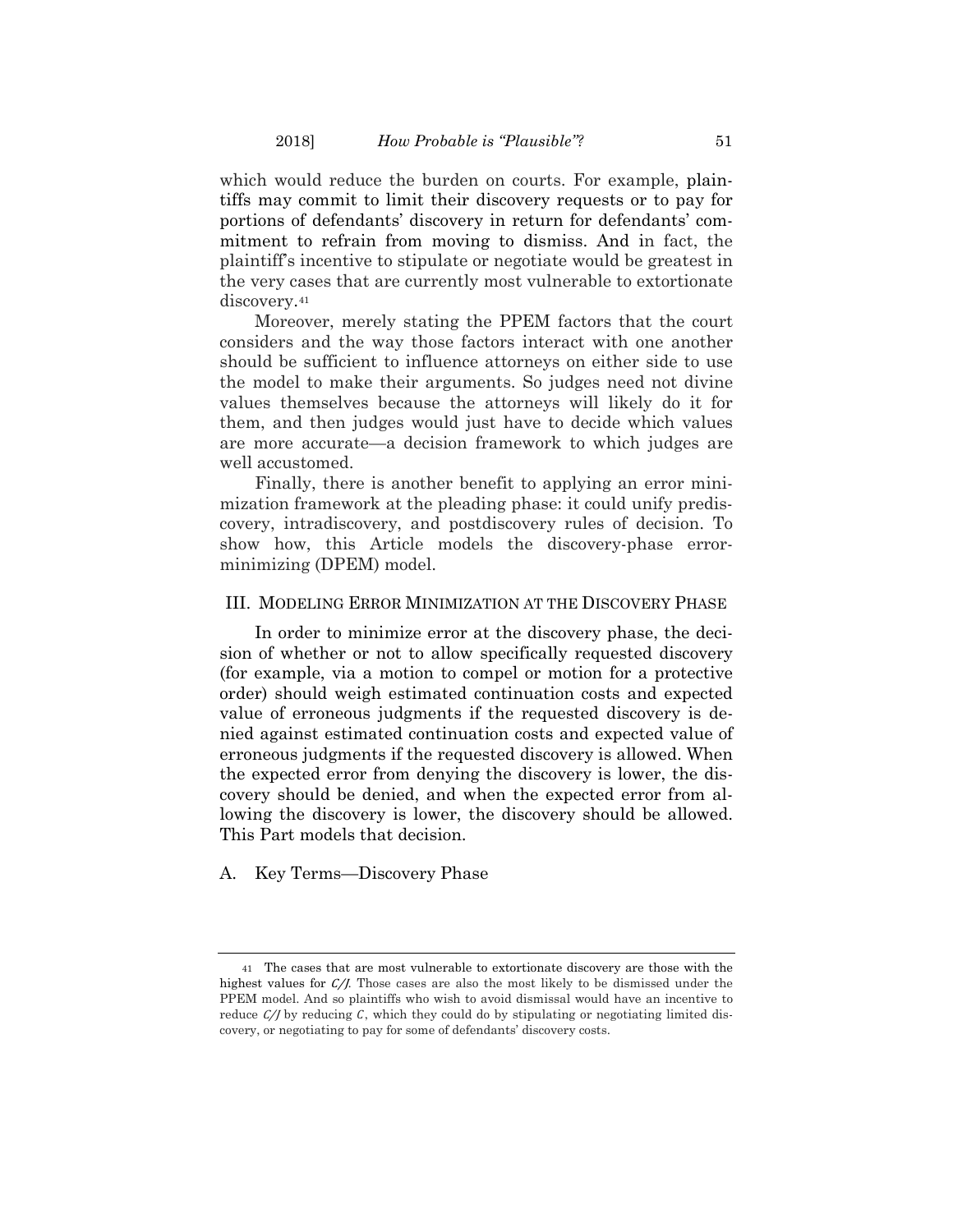which would reduce the burden on courts. For example, plaintiffs may commit to limit their discovery requests or to pay for portions of defendants' discovery in return for defendants' commitment to refrain from moving to dismiss. And in fact, the plaintiff's incentive to stipulate or negotiate would be greatest in the very cases that are currently most vulnerable to extortionate discovery.[41]

Moreover, merely stating the PPEM factors that the court considers and the way those factors interact with one another should be sufficient to influence attorneys on either side to use the model to make their arguments. So judges need not divine values themselves because the attorneys will likely do it for them, and then judges would just have to decide which values are more accurate—a decision framework to which judges are well accustomed.

Finally, there is another benefit to applying an error minimization framework at the pleading phase: it could unify prediscovery, intradiscovery, and postdiscovery rules of decision. To show how, this Article models the discovery-phase error-minimizing (DPEM) model.

## III. Modeling Error Minimization at the Discovery Phase

In order to minimize error at the discovery phase, the decision of whether or not to allow specifically requested discovery (for example, via a motion to compel or motion for a protective order) should weigh estimated continuation costs and expected value of erroneous judgments if the requested discovery is denied against estimated continuation costs and expected value of erroneous judgments if the requested discovery is allowed. When the expected error from denying the discovery is lower, the discovery should be denied, and when the expected error from allowing the discovery is lower, the discovery should be allowed. This Part models that decision.

### A. Key Terms—Discovery Phase

---

41 The cases that are most vulnerable to extortionate discovery are those with the highest values for $C/J$. Those cases are also the most likely to be dismissed under the PPEM model. And so plaintiffs who wish to avoid dismissal would have an incentive to reduce $C/J$ by reducing $C$, which they could do by stipulating or negotiating limited discovery, or negotiating to pay for some of defendants' discovery costs.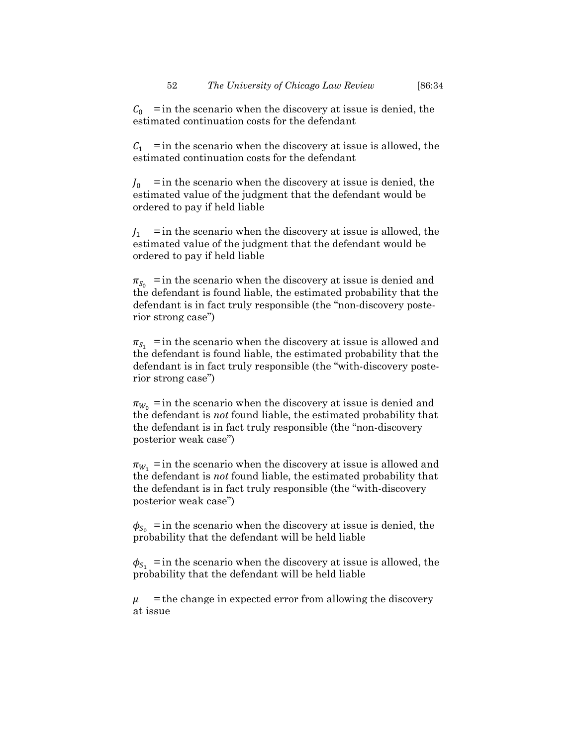$C_0$ = in the scenario when the discovery at issue is denied, the estimated continuation costs for the defendant

$C_1$ = in the scenario when the discovery at issue is allowed, the estimated continuation costs for the defendant

$J_0$ = in the scenario when the discovery at issue is denied, the estimated value of the judgment that the defendant would be ordered to pay if held liable

$J_1$ = in the scenario when the discovery at issue is allowed, the estimated value of the judgment that the defendant would be ordered to pay if held liable

$\pi_{S_0}$ = in the scenario when the discovery at issue is denied and the defendant is found liable, the estimated probability that the defendant is in fact truly responsible (the "non-discovery posterior strong case")

$\pi_{S_1}$ = in the scenario when the discovery at issue is allowed and the defendant is found liable, the estimated probability that the defendant is in fact truly responsible (the "with-discovery posterior strong case")

$\pi_{W_0}$ = in the scenario when the discovery at issue is denied and the defendant is *not* found liable, the estimated probability that the defendant is in fact truly responsible (the "non-discovery posterior weak case")

$\pi_{W_1}$ = in the scenario when the discovery at issue is allowed and the defendant is *not* found liable, the estimated probability that the defendant is in fact truly responsible (the "with-discovery posterior weak case")

$\phi_{S_0}$ = in the scenario when the discovery at issue is denied, the probability that the defendant will be held liable

$\phi_{S_1}$ = in the scenario when the discovery at issue is allowed, the probability that the defendant will be held liable

$\mu$ = the change in expected error from allowing the discovery at issue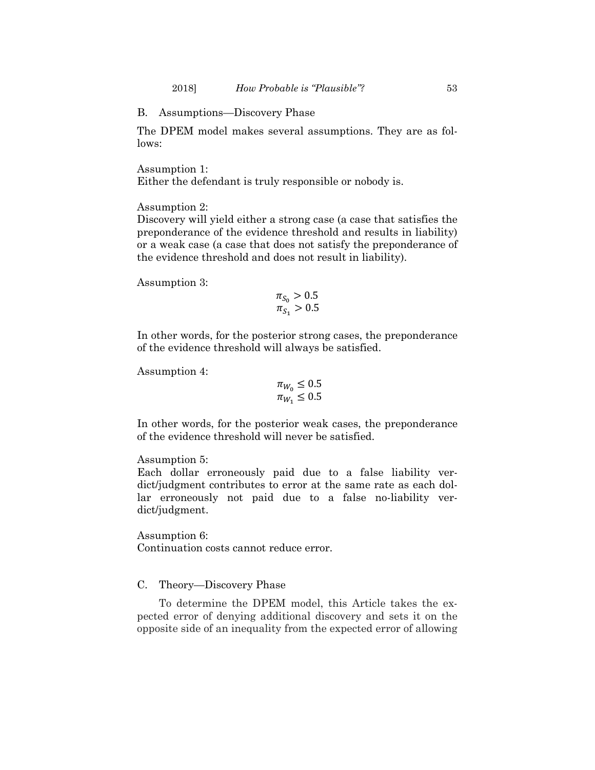## B. Assumptions—Discovery Phase

The DPEM model makes several assumptions. They are as follows:

Assumption 1:
Either the defendant is truly responsible or nobody is.

Assumption 2:
Discovery will yield either a strong case (a case that satisfies the preponderance of the evidence threshold and results in liability) or a weak case (a case that does not satisfy the preponderance of the evidence threshold and does not result in liability).

Assumption 3:

$$\pi_{S_0} > 0.5$$
$$\pi_{S_1} > 0.5$$

In other words, for the posterior strong cases, the preponderance of the evidence threshold will always be satisfied.

Assumption 4:

$$\pi_{W_0} \leq 0.5$$
$$\pi_{W_1} \leq 0.5$$

In other words, for the posterior weak cases, the preponderance of the evidence threshold will never be satisfied.

Assumption 5:
Each dollar erroneously paid due to a false liability verdict/judgment contributes to error at the same rate as each dollar erroneously not paid due to a false no-liability verdict/judgment.

Assumption 6:
Continuation costs cannot reduce error.

## C. Theory—Discovery Phase

To determine the DPEM model, this Article takes the expected error of denying additional discovery and sets it on the opposite side of an inequality from the expected error of allowing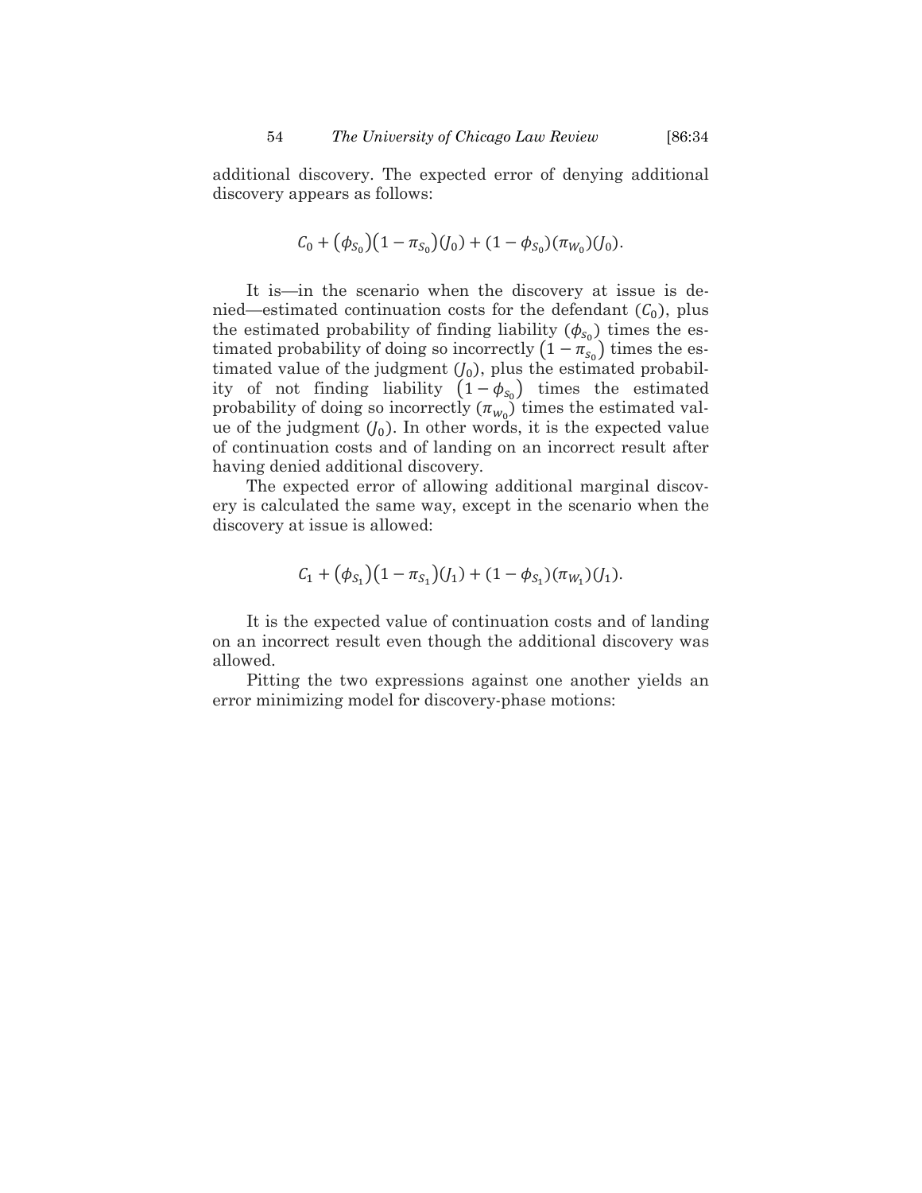additional discovery. The expected error of denying additional discovery appears as follows:

$$C_0 + (\phi_{S_0})(1 - \pi_{S_0})(J_0) + (1 - \phi_{S_0})(\pi_{W_0})(J_0).$$

It is—in the scenario when the discovery at issue is denied—estimated continuation costs for the defendant ($C_0$), plus the estimated probability of finding liability ($\phi_{S_0}$) times the estimated probability of doing so incorrectly $(1 - \pi_{S_0})$ times the estimated value of the judgment ($J_0$), plus the estimated probability of not finding liability $(1 - \phi_{S_0})$ times the estimated probability of doing so incorrectly ($\pi_{W_0}$) times the estimated value of the judgment ($J_0$). In other words, it is the expected value of continuation costs and of landing on an incorrect result after having denied additional discovery.

The expected error of allowing additional marginal discovery is calculated the same way, except in the scenario when the discovery at issue is allowed:

$$C_1 + (\phi_{S_1})(1 - \pi_{S_1})(J_1) + (1 - \phi_{S_1})(\pi_{W_1})(J_1).$$

It is the expected value of continuation costs and of landing on an incorrect result even though the additional discovery was allowed.

Pitting the two expressions against one another yields an error minimizing model for discovery-phase motions: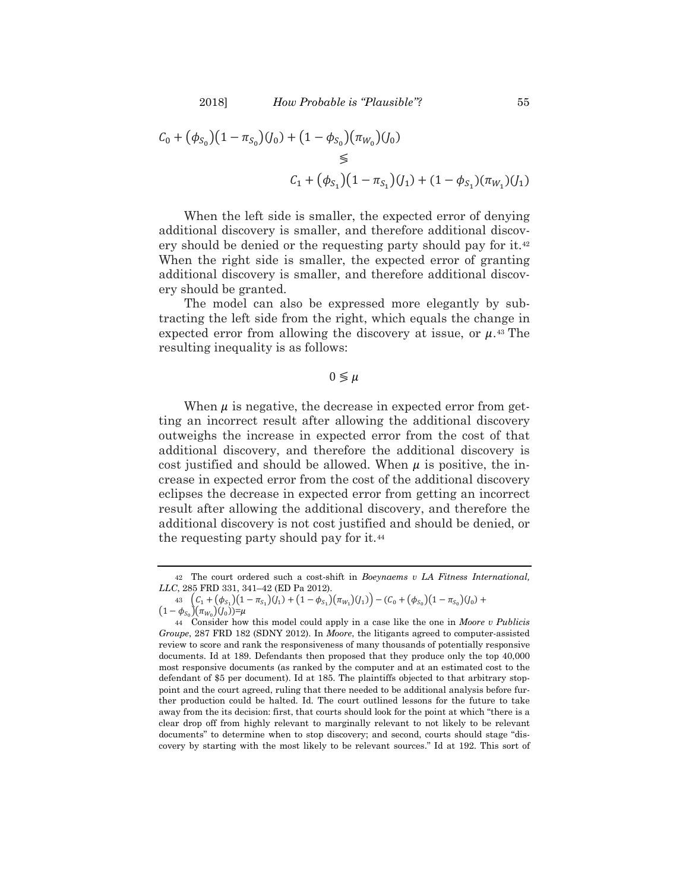$$C_0 + (\phi_{S_0})(1 - \pi_{S_0})(J_0) + (1 - \phi_{S_0})(\pi_{W_0})(J_0)$$
$$\lesseqgtr$$
$$C_1 + (\phi_{S_1})(1 - \pi_{S_1})(J_1) + (1 - \phi_{S_1})(\pi_{W_1})(J_1)$$

When the left side is smaller, the expected error of denying additional discovery is smaller, and therefore additional discovery should be denied or the requesting party should pay for it.[42] When the right side is smaller, the expected error of granting additional discovery is smaller, and therefore additional discovery should be granted.

The model can also be expressed more elegantly by subtracting the left side from the right, which equals the change in expected error from allowing the discovery at issue, or $\mu$.[43] The resulting inequality is as follows:

$$0 \lesseqgtr \mu$$

When $\mu$ is negative, the decrease in expected error from getting an incorrect result after allowing the additional discovery outweighs the increase in expected error from the cost of that additional discovery, and therefore the additional discovery is cost justified and should be allowed. When $\mu$ is positive, the increase in expected error from the cost of the additional discovery eclipses the decrease in expected error from getting an incorrect result after allowing the additional discovery, and therefore the additional discovery is not cost justified and should be denied, or the requesting party should pay for it.[44]

---

42 The court ordered such a cost-shift in *Boeynaems v LA Fitness International, LLC*, 285 FRD 331, 341–42 (ED Pa 2012).

43 $\left(C_1 + (\phi_{S_1})(1 - \pi_{S_1})(J_1) + (1 - \phi_{S_1})(\pi_{W_1})(J_1)\right) - (C_0 + (\phi_{S_0})(1 - \pi_{S_0})(J_0) + (1 - \phi_{S_0})(\pi_{W_0})(J_0)) = \mu$

44 Consider how this model could apply in a case like the one in *Moore v Publicis Groupe*, 287 FRD 182 (SDNY 2012). In *Moore*, the litigants agreed to computer-assisted review to score and rank the responsiveness of many thousands of potentially responsive documents. Id at 189. Defendants then proposed that they produce only the top 40,000 most responsive documents (as ranked by the computer and at an estimated cost to the defendant of $5 per document). Id at 185. The plaintiffs objected to that arbitrary stop-point and the court agreed, ruling that there needed to be additional analysis before further production could be halted. Id. The court outlined lessons for the future to take away from the its decision: first, that courts should look for the point at which "there is a clear drop off from highly relevant to marginally relevant to not likely to be relevant documents" to determine when to stop discovery; and second, courts should stage "discovery by starting with the most likely to be relevant sources." Id at 192. This sort of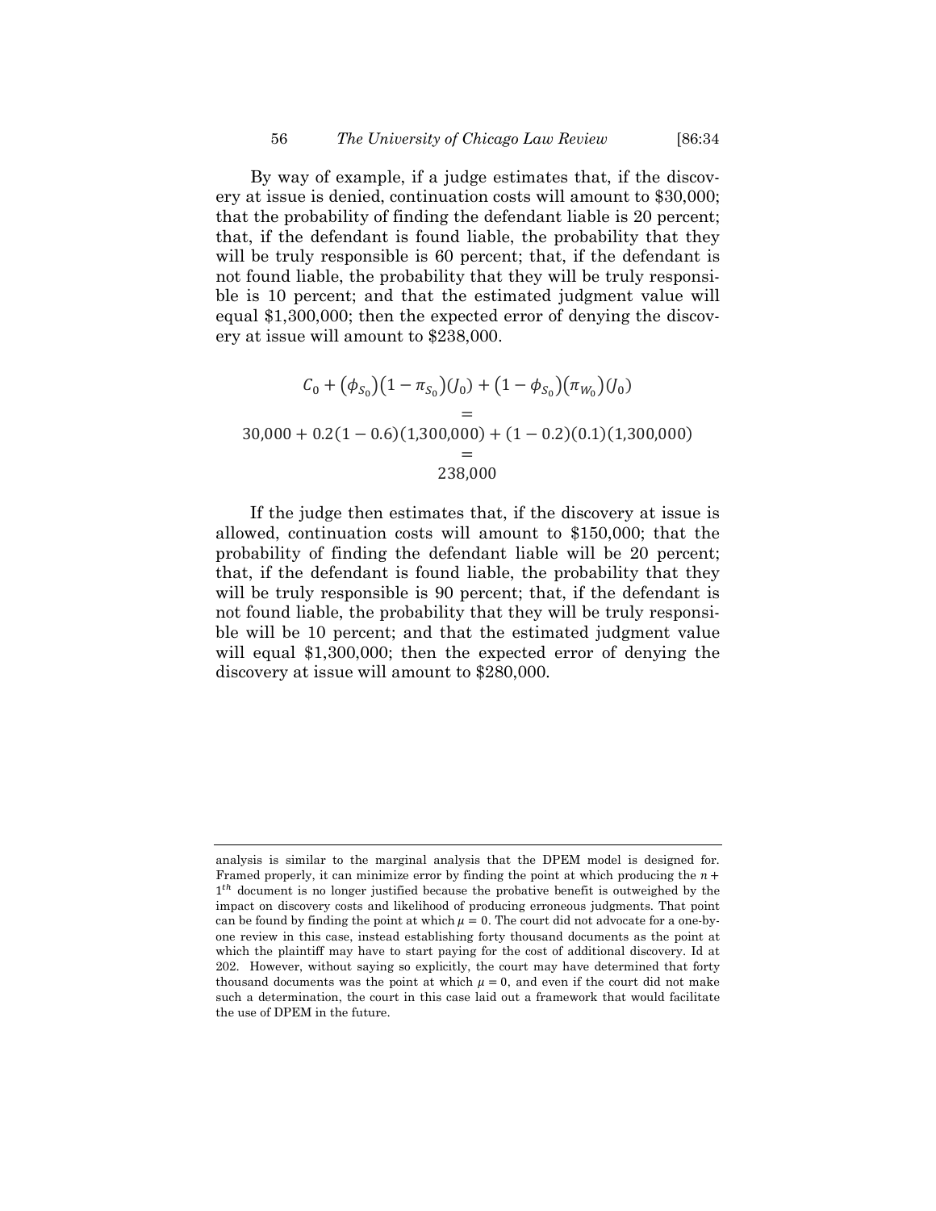By way of example, if a judge estimates that, if the discovery at issue is denied, continuation costs will amount to \$30,000; that the probability of finding the defendant liable is 20 percent; that, if the defendant is found liable, the probability that they will be truly responsible is 60 percent; that, if the defendant is not found liable, the probability that they will be truly responsible is 10 percent; and that the estimated judgment value will equal \$1,300,000; then the expected error of denying the discovery at issue will amount to \$238,000.

$$C_0 + (\phi_{S_0})(1 - \pi_{S_0})(J_0) + (1 - \phi_{S_0})(\pi_{W_0})(J_0)$$
$$=$$
$$30{,}000 + 0.2(1 - 0.6)(1{,}300{,}000) + (1 - 0.2)(0.1)(1{,}300{,}000)$$
$$=$$
$$238{,}000$$

If the judge then estimates that, if the discovery at issue is allowed, continuation costs will amount to \$150,000; that the probability of finding the defendant liable will be 20 percent; that, if the defendant is found liable, the probability that they will be truly responsible is 90 percent; that, if the defendant is not found liable, the probability that they will be truly responsible will be 10 percent; and that the estimated judgment value will equal \$1,300,000; then the expected error of denying the discovery at issue will amount to \$280,000.

analysis is similar to the marginal analysis that the DPEM model is designed for. Framed properly, it can minimize error by finding the point at which producing the $n + 1^{th}$ document is no longer justified because the probative benefit is outweighed by the impact on discovery costs and likelihood of producing erroneous judgments. That point can be found by finding the point at which $\mu = 0$. The court did not advocate for a one-by-one review in this case, instead establishing forty thousand documents as the point at which the plaintiff may have to start paying for the cost of additional discovery. Id at 202. However, without saying so explicitly, the court may have determined that forty thousand documents was the point at which $\mu = 0$, and even if the court did not make such a determination, the court in this case laid out a framework that would facilitate the use of DPEM in the future.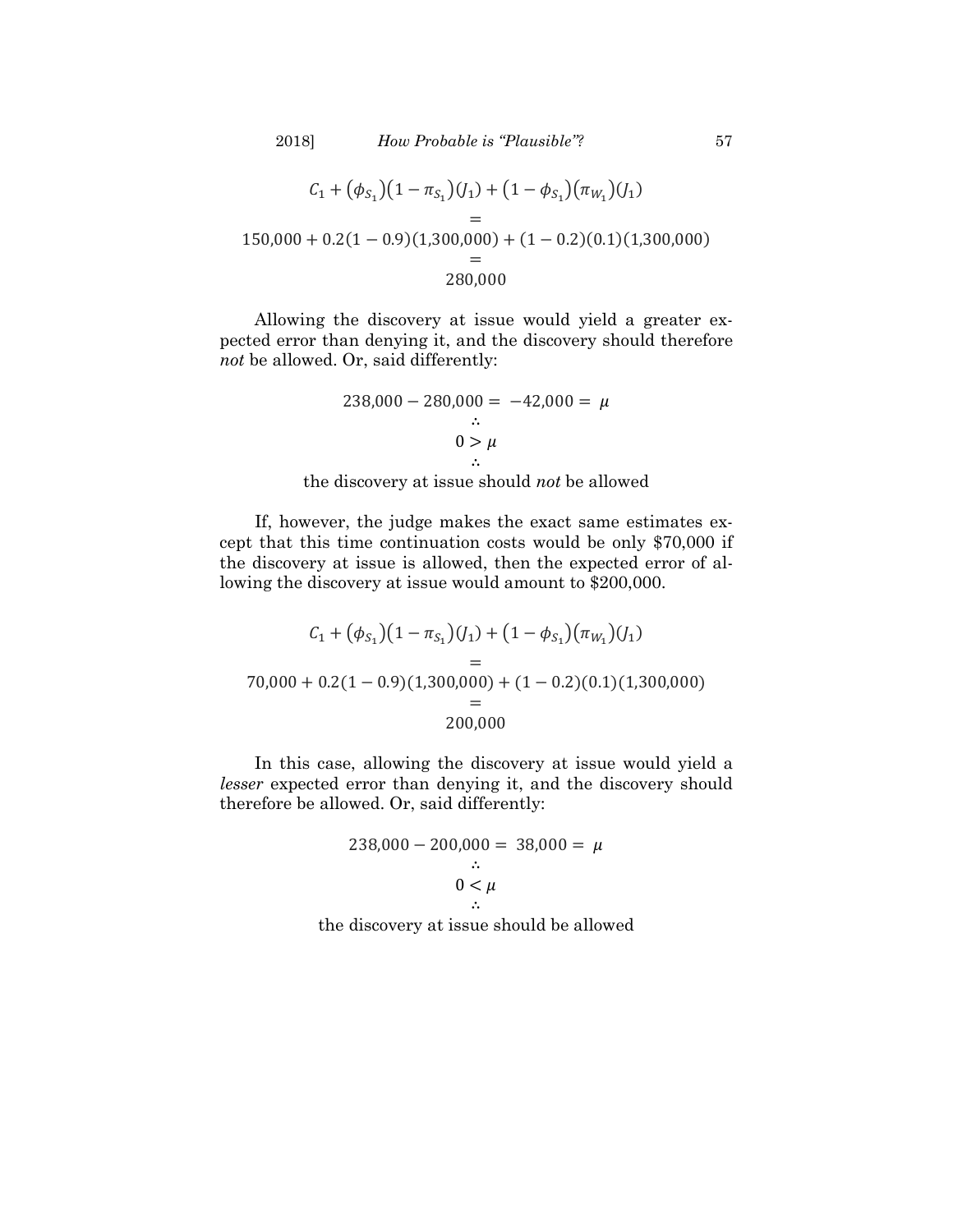$$C_1 + (\phi_{S_1})(1 - \pi_{S_1})(J_1) + (1 - \phi_{S_1})(\pi_{W_1})(J_1)$$
$$=$$
$$150{,}000 + 0.2(1 - 0.9)(1{,}300{,}000) + (1 - 0.2)(0.1)(1{,}300{,}000)$$
$$=$$
$$280{,}000$$

Allowing the discovery at issue would yield a greater expected error than denying it, and the discovery should therefore *not* be allowed. Or, said differently:

$$238{,}000 - 280{,}000 = -42{,}000 = \mu$$
$$\therefore$$
$$0 > \mu$$
$$\therefore$$

the discovery at issue should *not* be allowed

If, however, the judge makes the exact same estimates except that this time continuation costs would be only \$70,000 if the discovery at issue is allowed, then the expected error of allowing the discovery at issue would amount to \$200,000.

$$C_1 + (\phi_{S_1})(1 - \pi_{S_1})(J_1) + (1 - \phi_{S_1})(\pi_{W_1})(J_1)$$
$$=$$
$$70{,}000 + 0.2(1 - 0.9)(1{,}300{,}000) + (1 - 0.2)(0.1)(1{,}300{,}000)$$
$$=$$
$$200{,}000$$

In this case, allowing the discovery at issue would yield a *lesser* expected error than denying it, and the discovery should therefore be allowed. Or, said differently:

$$238{,}000 - 200{,}000 = 38{,}000 = \mu$$
$$\therefore$$
$$0 < \mu$$
$$\therefore$$

the discovery at issue should be allowed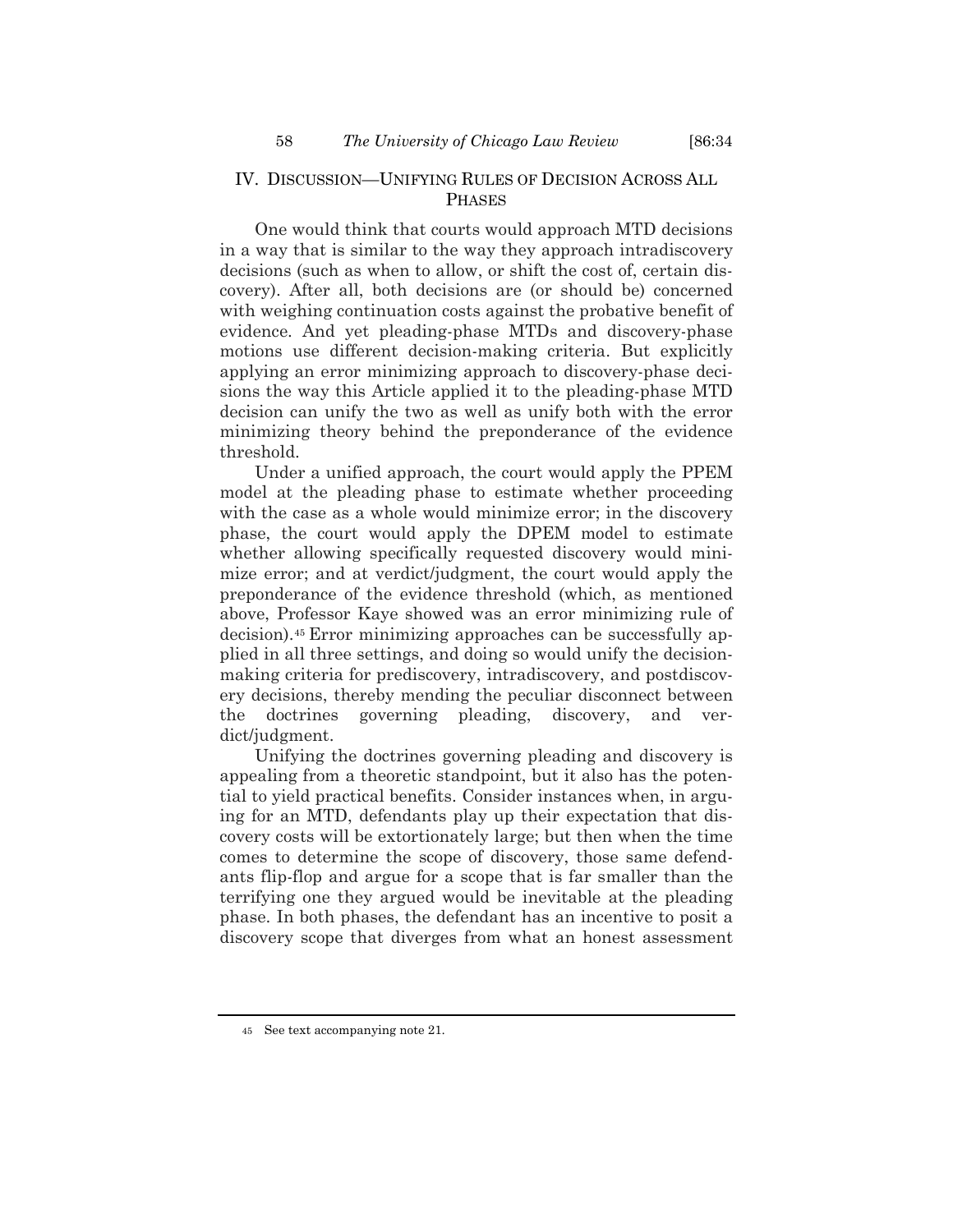## IV. Discussion—Unifying Rules of Decision Across All Phases

One would think that courts would approach MTD decisions in a way that is similar to the way they approach intradiscovery decisions (such as when to allow, or shift the cost of, certain discovery). After all, both decisions are (or should be) concerned with weighing continuation costs against the probative benefit of evidence. And yet pleading-phase MTDs and discovery-phase motions use different decision-making criteria. But explicitly applying an error minimizing approach to discovery-phase decisions the way this Article applied it to the pleading-phase MTD decision can unify the two as well as unify both with the error minimizing theory behind the preponderance of the evidence threshold.

Under a unified approach, the court would apply the PPEM model at the pleading phase to estimate whether proceeding with the case as a whole would minimize error; in the discovery phase, the court would apply the DPEM model to estimate whether allowing specifically requested discovery would minimize error; and at verdict/judgment, the court would apply the preponderance of the evidence threshold (which, as mentioned above, Professor Kaye showed was an error minimizing rule of decision).[45] Error minimizing approaches can be successfully applied in all three settings, and doing so would unify the decision-making criteria for prediscovery, intradiscovery, and postdiscovery decisions, thereby mending the peculiar disconnect between the doctrines governing pleading, discovery, and verdict/judgment.

Unifying the doctrines governing pleading and discovery is appealing from a theoretic standpoint, but it also has the potential to yield practical benefits. Consider instances when, in arguing for an MTD, defendants play up their expectation that discovery costs will be extortionately large; but then when the time comes to determine the scope of discovery, those same defendants flip-flop and argue for a scope that is far smaller than the terrifying one they argued would be inevitable at the pleading phase. In both phases, the defendant has an incentive to posit a discovery scope that diverges from what an honest assessment

---

[45] See text accompanying note 21.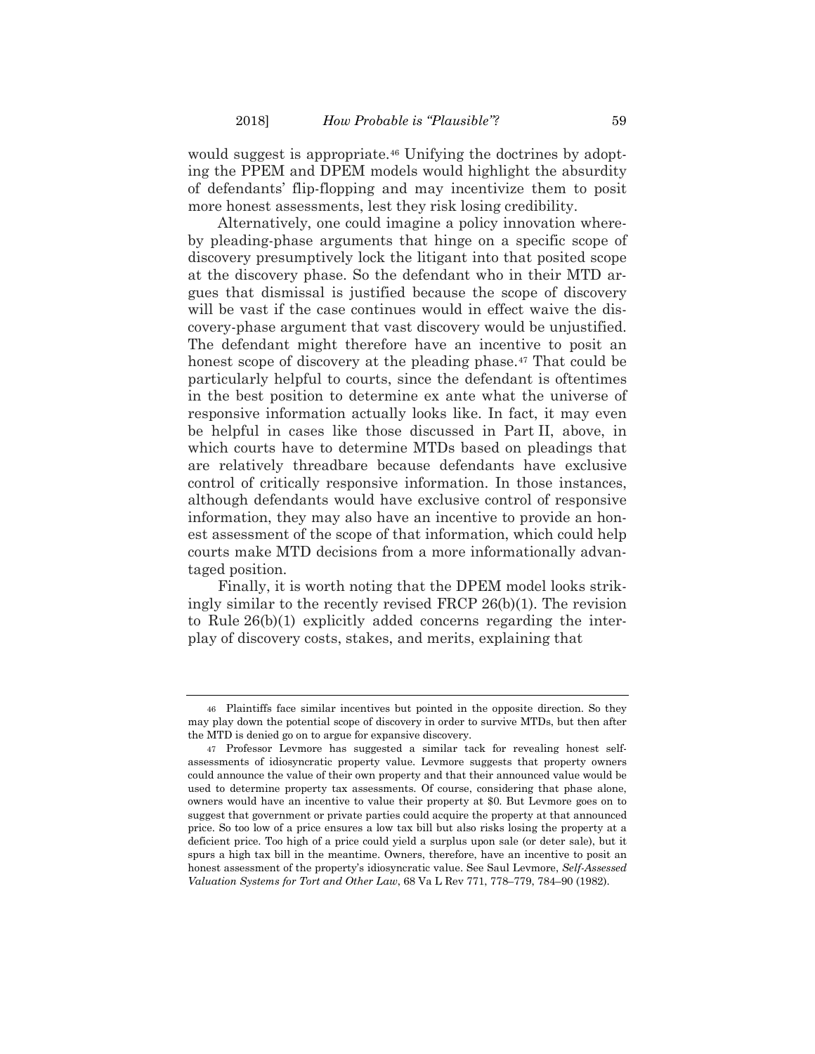would suggest is appropriate.[46] Unifying the doctrines by adopting the PPEM and DPEM models would highlight the absurdity of defendants' flip-flopping and may incentivize them to posit more honest assessments, lest they risk losing credibility.

Alternatively, one could imagine a policy innovation whereby pleading-phase arguments that hinge on a specific scope of discovery presumptively lock the litigant into that posited scope at the discovery phase. So the defendant who in their MTD argues that dismissal is justified because the scope of discovery will be vast if the case continues would in effect waive the discovery-phase argument that vast discovery would be unjustified. The defendant might therefore have an incentive to posit an honest scope of discovery at the pleading phase.[47] That could be particularly helpful to courts, since the defendant is oftentimes in the best position to determine ex ante what the universe of responsive information actually looks like. In fact, it may even be helpful in cases like those discussed in Part II, above, in which courts have to determine MTDs based on pleadings that are relatively threadbare because defendants have exclusive control of critically responsive information. In those instances, although defendants would have exclusive control of responsive information, they may also have an incentive to provide an honest assessment of the scope of that information, which could help courts make MTD decisions from a more informationally advantaged position.

Finally, it is worth noting that the DPEM model looks strikingly similar to the recently revised FRCP 26(b)(1). The revision to Rule 26(b)(1) explicitly added concerns regarding the interplay of discovery costs, stakes, and merits, explaining that

---

[46] Plaintiffs face similar incentives but pointed in the opposite direction. So they may play down the potential scope of discovery in order to survive MTDs, but then after the MTD is denied go on to argue for expansive discovery.

[47] Professor Levmore has suggested a similar tack for revealing honest self-assessments of idiosyncratic property value. Levmore suggests that property owners could announce the value of their own property and that their announced value would be used to determine property tax assessments. Of course, considering that phase alone, owners would have an incentive to value their property at $0. But Levmore goes on to suggest that government or private parties could acquire the property at that announced price. So too low of a price ensures a low tax bill but also risks losing the property at a deficient price. Too high of a price could yield a surplus upon sale (or deter sale), but it spurs a high tax bill in the meantime. Owners, therefore, have an incentive to posit an honest assessment of the property's idiosyncratic value. See Saul Levmore, *Self-Assessed Valuation Systems for Tort and Other Law*, 68 Va L Rev 771, 778–779, 784–90 (1982).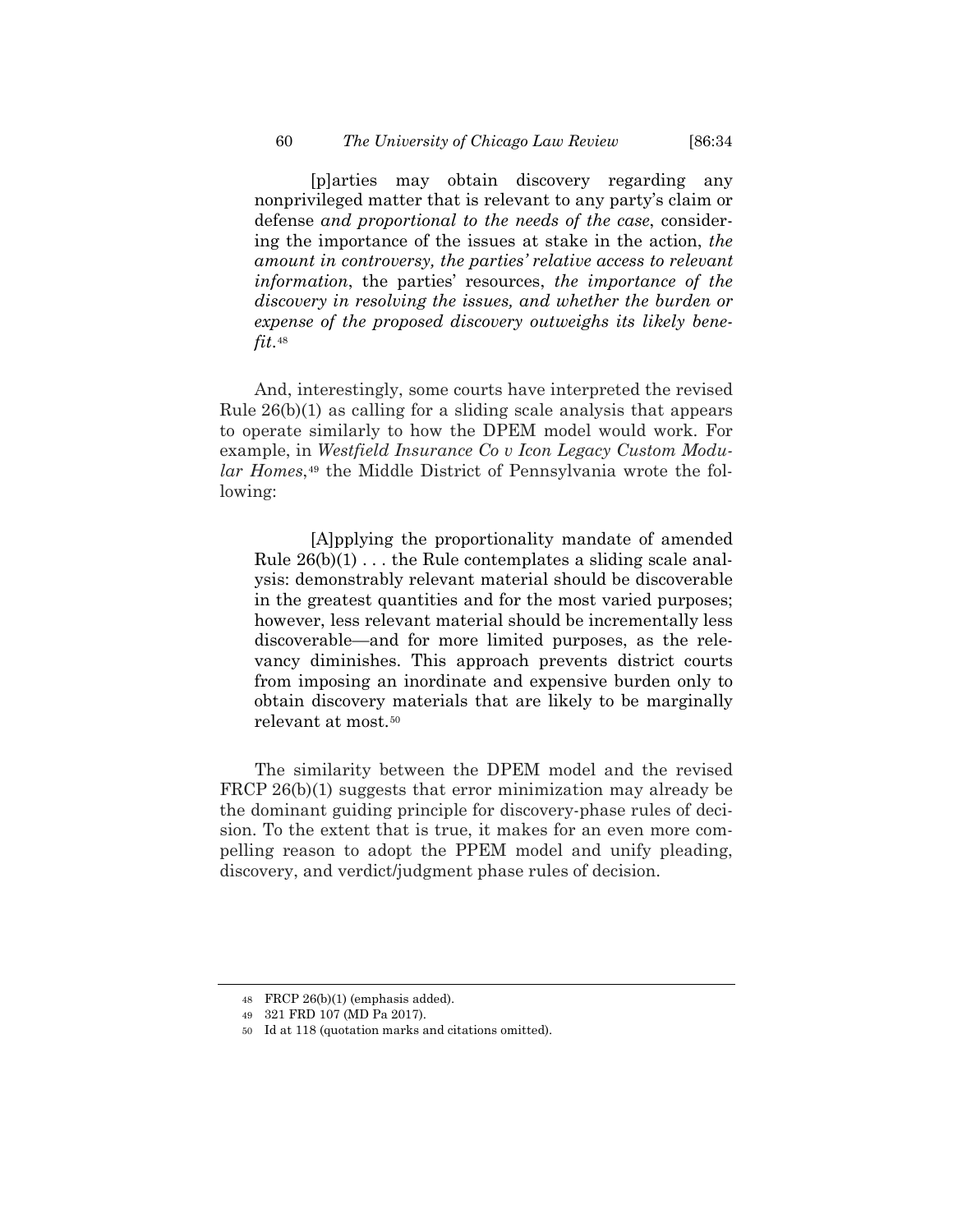> [p]arties may obtain discovery regarding any nonprivileged matter that is relevant to any party's claim or defense *and proportional to the needs of the case*, considering the importance of the issues at stake in the action, *the amount in controversy, the parties' relative access to relevant information*, the parties' resources, *the importance of the discovery in resolving the issues, and whether the burden or expense of the proposed discovery outweighs its likely benefit*.[48]

And, interestingly, some courts have interpreted the revised Rule 26(b)(1) as calling for a sliding scale analysis that appears to operate similarly to how the DPEM model would work. For example, in *Westfield Insurance Co v Icon Legacy Custom Modular Homes*,[49] the Middle District of Pennsylvania wrote the following:

> [A]pplying the proportionality mandate of amended Rule 26(b)(1) . . . the Rule contemplates a sliding scale analysis: demonstrably relevant material should be discoverable in the greatest quantities and for the most varied purposes; however, less relevant material should be incrementally less discoverable—and for more limited purposes, as the relevancy diminishes. This approach prevents district courts from imposing an inordinate and expensive burden only to obtain discovery materials that are likely to be marginally relevant at most.[50]

The similarity between the DPEM model and the revised FRCP 26(b)(1) suggests that error minimization may already be the dominant guiding principle for discovery-phase rules of decision. To the extent that is true, it makes for an even more compelling reason to adopt the PPEM model and unify pleading, discovery, and verdict/judgment phase rules of decision.

---

48 FRCP 26(b)(1) (emphasis added).

49 321 FRD 107 (MD Pa 2017).

50 Id at 118 (quotation marks and citations omitted).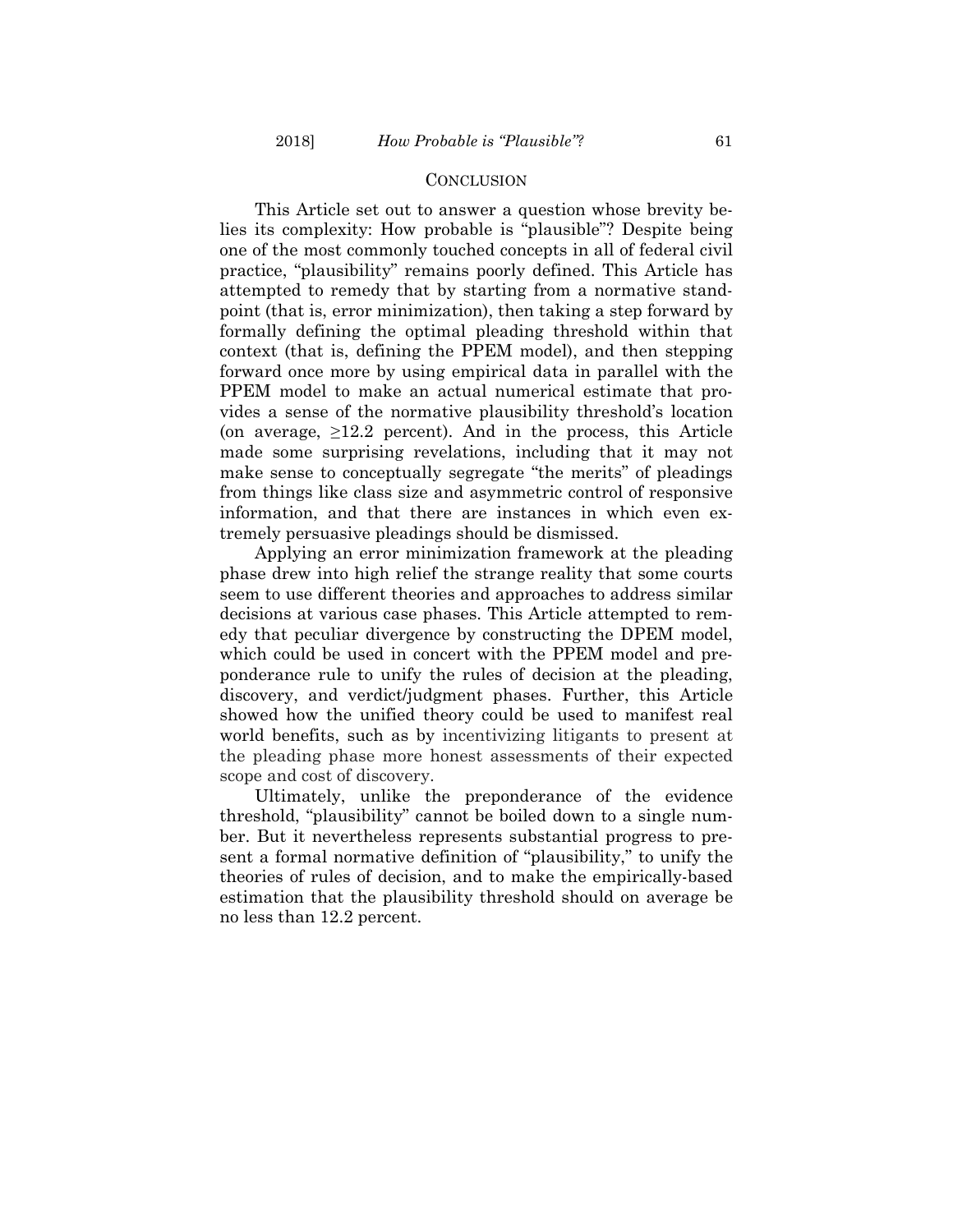## CONCLUSION

This Article set out to answer a question whose brevity belies its complexity: How probable is "plausible"? Despite being one of the most commonly touched concepts in all of federal civil practice, "plausibility" remains poorly defined. This Article has attempted to remedy that by starting from a normative standpoint (that is, error minimization), then taking a step forward by formally defining the optimal pleading threshold within that context (that is, defining the PPEM model), and then stepping forward once more by using empirical data in parallel with the PPEM model to make an actual numerical estimate that provides a sense of the normative plausibility threshold's location (on average, $\geq$12.2 percent). And in the process, this Article made some surprising revelations, including that it may not make sense to conceptually segregate "the merits" of pleadings from things like class size and asymmetric control of responsive information, and that there are instances in which even extremely persuasive pleadings should be dismissed.

Applying an error minimization framework at the pleading phase drew into high relief the strange reality that some courts seem to use different theories and approaches to address similar decisions at various case phases. This Article attempted to remedy that peculiar divergence by constructing the DPEM model, which could be used in concert with the PPEM model and preponderance rule to unify the rules of decision at the pleading, discovery, and verdict/judgment phases. Further, this Article showed how the unified theory could be used to manifest real world benefits, such as by incentivizing litigants to present at the pleading phase more honest assessments of their expected scope and cost of discovery.

Ultimately, unlike the preponderance of the evidence threshold, "plausibility" cannot be boiled down to a single number. But it nevertheless represents substantial progress to present a formal normative definition of "plausibility," to unify the theories of rules of decision, and to make the empirically-based estimation that the plausibility threshold should on average be no less than 12.2 percent.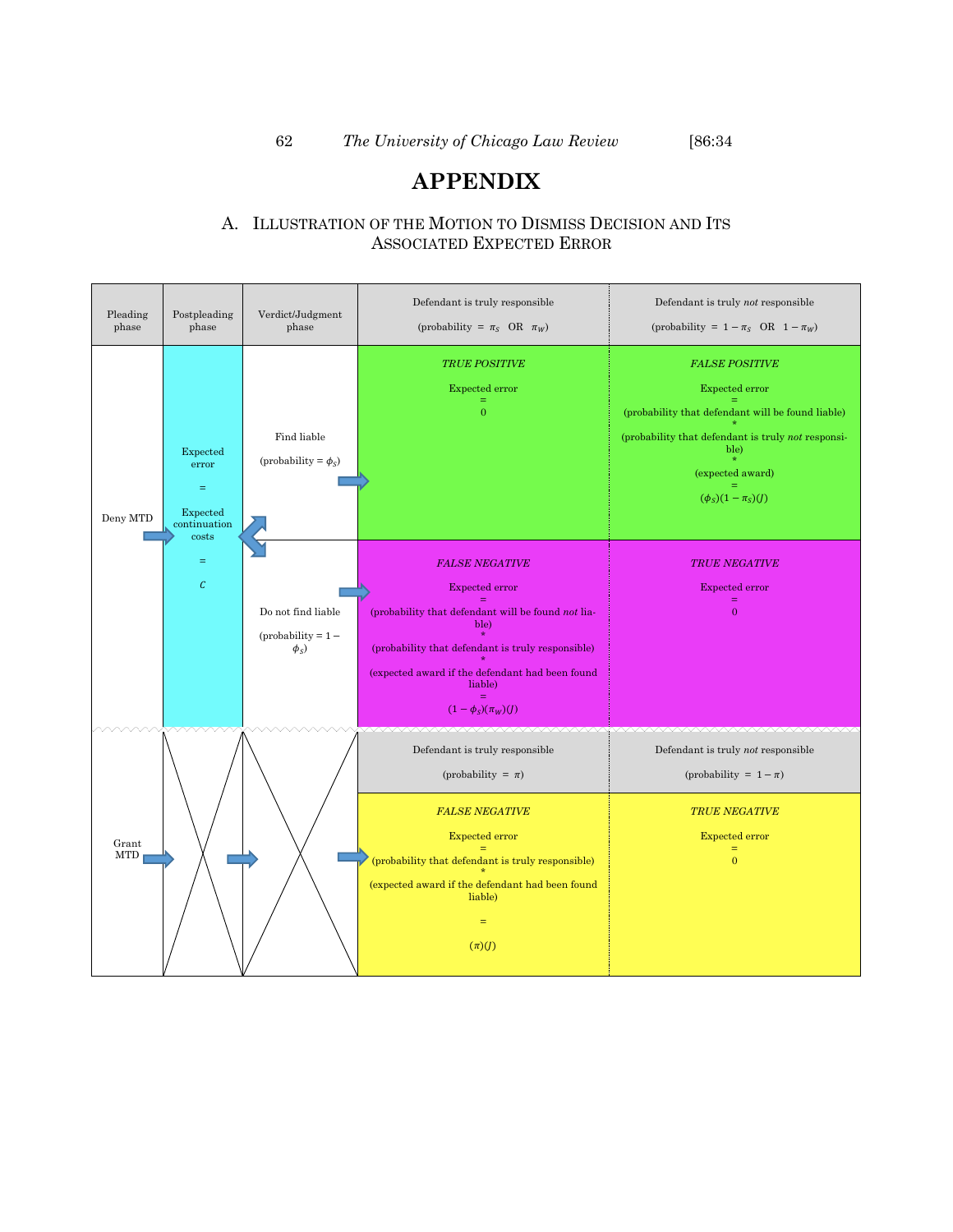# APPENDIX

## A. Illustration of the Motion to Dismiss Decision and Its Associated Expected Error

| Pleading phase | Postpleading phase | Verdict/Judgment phase | Defendant is truly responsible (probability = $\pi_S$ OR $\pi_W$) | Defendant is truly *not* responsible (probability = $1-\pi_S$ OR $1-\pi_W$) |
|---|---|---|---|---|
| Deny MTD | Expected error = Expected continuation costs = $C$ | Find liable (probability = $\phi_S$) | *TRUE POSITIVE* Expected error = 0 | *FALSE POSITIVE* Expected error = (probability that defendant will be found liable) * (probability that defendant is truly *not* responsible) * (expected award) = $(\phi_S)(1-\pi_S)(J)$ |
| | | Do not find liable (probability = $1-\phi_S$) | *FALSE NEGATIVE* Expected error = (probability that defendant will be found *not* liable) * (probability that defendant is truly responsible) * (expected award if the defendant had been found liable) = $(1-\phi_S)(\pi_W)(J)$ | *TRUE NEGATIVE* Expected error = 0 |

| Pleading phase | Postpleading phase | Verdict/Judgment phase | Defendant is truly responsible (probability = $\pi$) | Defendant is truly *not* responsible (probability = $1-\pi$) |
|---|---|---|---|---|
| Grant MTD | | | *FALSE NEGATIVE* Expected error = (probability that defendant is truly responsible) * (expected award if the defendant had been found liable) = $(\pi)(J)$ | *TRUE NEGATIVE* Expected error = 0 |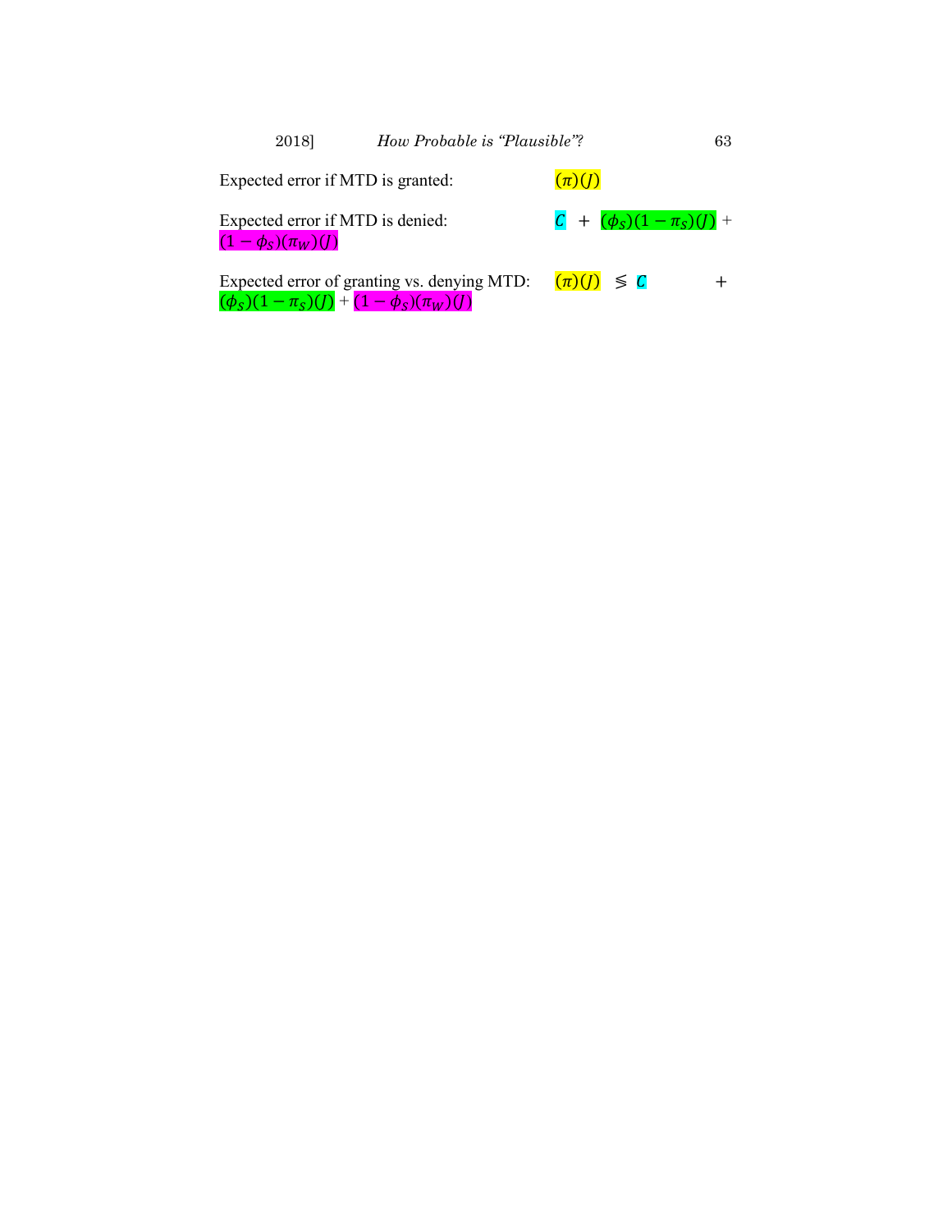Expected error if MTD is granted: $(\pi)(J)$

Expected error if MTD is denied: $C + (\phi_S)(1 - \pi_S)(J) + (1 - \phi_S)(\pi_W)(J)$

Expected error of granting vs. denying MTD: $(\pi)(J) \lesseqgtr C + (\phi_S)(1 - \pi_S)(J) + (1 - \phi_S)(\pi_W)(J)$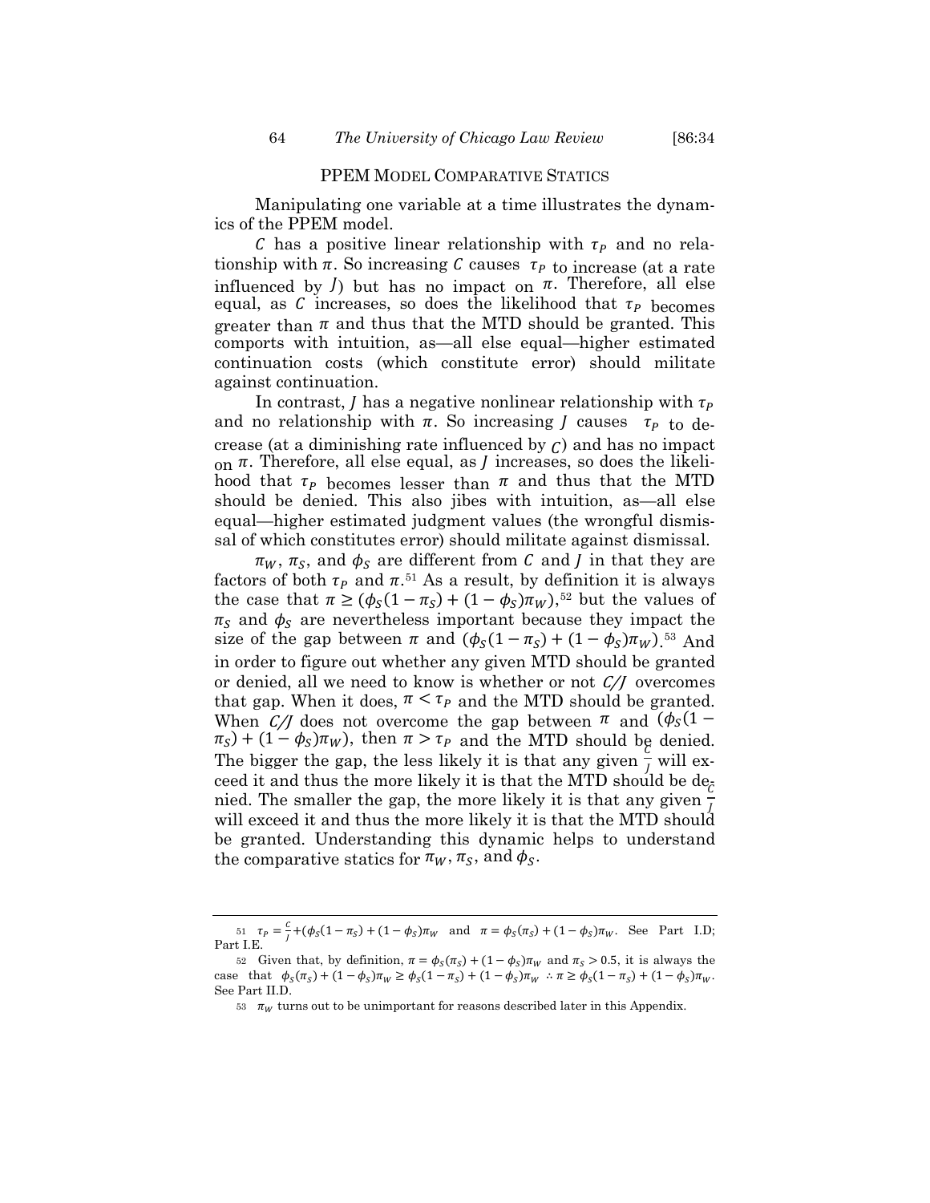## PPEM MODEL COMPARATIVE STATICS

Manipulating one variable at a time illustrates the dynamics of the PPEM model.

$C$ has a positive linear relationship with $\tau_P$ and no relationship with $\pi$. So increasing $C$ causes $\tau_P$ to increase (at a rate influenced by $J$) but has no impact on $\pi$. Therefore, all else equal, as $C$ increases, so does the likelihood that $\tau_P$ becomes greater than $\pi$ and thus that the MTD should be granted. This comports with intuition, as—all else equal—higher estimated continuation costs (which constitute error) should militate against continuation.

In contrast, $J$ has a negative nonlinear relationship with $\tau_P$ and no relationship with $\pi$. So increasing $J$ causes $\tau_P$ to decrease (at a diminishing rate influenced by $C$) and has no impact on $\pi$. Therefore, all else equal, as $J$ increases, so does the likelihood that $\tau_P$ becomes lesser than $\pi$ and thus that the MTD should be denied. This also jibes with intuition, as—all else equal—higher estimated judgment values (the wrongful dismissal of which constitutes error) should militate against dismissal.

$\pi_W$, $\pi_S$, and $\phi_S$ are different from $C$ and $J$ in that they are factors of both $\tau_P$ and $\pi$.[51] As a result, by definition it is always the case that $\pi \geq (\phi_S(1-\pi_S) + (1-\phi_S)\pi_W)$,[52] but the values of $\pi_S$ and $\phi_S$ are nevertheless important because they impact the size of the gap between $\pi$ and $(\phi_S(1-\pi_S) + (1-\phi_S)\pi_W)$.[53] And in order to figure out whether any given MTD should be granted or denied, all we need to know is whether or not $C/J$ overcomes that gap. When it does, $\pi < \tau_P$ and the MTD should be granted. When $C/J$ does not overcome the gap between $\pi$ and $(\phi_S(1-\pi_S) + (1-\phi_S)\pi_W)$, then $\pi > \tau_P$ and the MTD should be denied. The bigger the gap, the less likely it is that any given $\frac{C}{J}$ will exceed it and thus the more likely it is that the MTD should be denied. The smaller the gap, the more likely it is that any given $\frac{C}{J}$ will exceed it and thus the more likely it is that the MTD should be granted. Understanding this dynamic helps to understand the comparative statics for $\pi_W$, $\pi_S$, and $\phi_S$.

---

51 $\tau_P = \frac{C}{J} + (\phi_S(1-\pi_S) + (1-\phi_S)\pi_W$ and $\pi = \phi_S(\pi_S) + (1-\phi_S)\pi_W$. See Part I.D; Part I.E.

52 Given that, by definition, $\pi = \phi_S(\pi_S) + (1-\phi_S)\pi_W$ and $\pi_S > 0.5$, it is always the case that $\phi_S(\pi_S) + (1-\phi_S)\pi_W \geq \phi_S(1-\pi_S) + (1-\phi_S)\pi_W \therefore \pi \geq \phi_S(1-\pi_S) + (1-\phi_S)\pi_W$. See Part II.D.

53 $\pi_W$ turns out to be unimportant for reasons described later in this Appendix.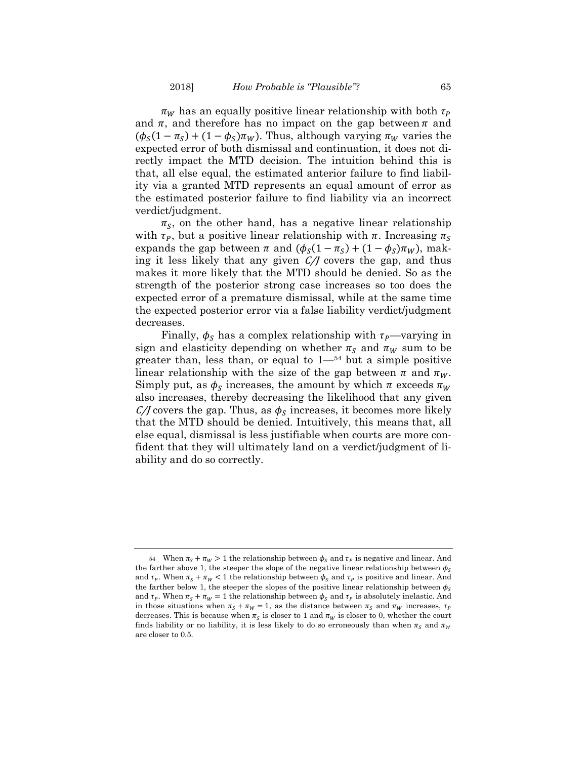$\pi_W$ has an equally positive linear relationship with both $\tau_P$ and $\pi$, and therefore has no impact on the gap between $\pi$ and $(\phi_S(1-\pi_S)+(1-\phi_S)\pi_W)$. Thus, although varying $\pi_W$ varies the expected error of both dismissal and continuation, it does not directly impact the MTD decision. The intuition behind this is that, all else equal, the estimated anterior failure to find liability via a granted MTD represents an equal amount of error as the estimated posterior failure to find liability via an incorrect verdict/judgment.

$\pi_S$, on the other hand, has a negative linear relationship with $\tau_P$, but a positive linear relationship with $\pi$. Increasing $\pi_S$ expands the gap between $\pi$ and $(\phi_S(1-\pi_S)+(1-\phi_S)\pi_W)$, making it less likely that any given *C/J* covers the gap, and thus makes it more likely that the MTD should be denied. So as the strength of the posterior strong case increases so too does the expected error of a premature dismissal, while at the same time the expected posterior error via a false liability verdict/judgment decreases.

Finally, $\phi_S$ has a complex relationship with $\tau_P$—varying in sign and elasticity depending on whether $\pi_S$ and $\pi_W$ sum to be greater than, less than, or equal to 1—[54] but a simple positive linear relationship with the size of the gap between $\pi$ and $\pi_W$. Simply put, as $\phi_S$ increases, the amount by which $\pi$ exceeds $\pi_W$ also increases, thereby decreasing the likelihood that any given *C/J* covers the gap. Thus, as $\phi_S$ increases, it becomes more likely that the MTD should be denied. Intuitively, this means that, all else equal, dismissal is less justifiable when courts are more confident that they will ultimately land on a verdict/judgment of liability and do so correctly.

---

[54] When $\pi_S + \pi_W > 1$ the relationship between $\phi_S$ and $\tau_P$ is negative and linear. And the farther above 1, the steeper the slope of the negative linear relationship between $\phi_S$ and $\tau_P$. When $\pi_S + \pi_W < 1$ the relationship between $\phi_S$ and $\tau_P$ is positive and linear. And the farther below 1, the steeper the slopes of the positive linear relationship between $\phi_S$ and $\tau_P$. When $\pi_S + \pi_W = 1$ the relationship between $\phi_S$ and $\tau_P$ is absolutely inelastic. And in those situations when $\pi_S + \pi_W = 1$, as the distance between $\pi_S$ and $\pi_W$ increases, $\tau_P$ decreases. This is because when $\pi_S$ is closer to 1 and $\pi_W$ is closer to 0, whether the court finds liability or no liability, it is less likely to do so erroneously than when $\pi_S$ and $\pi_W$ are closer to 0.5.